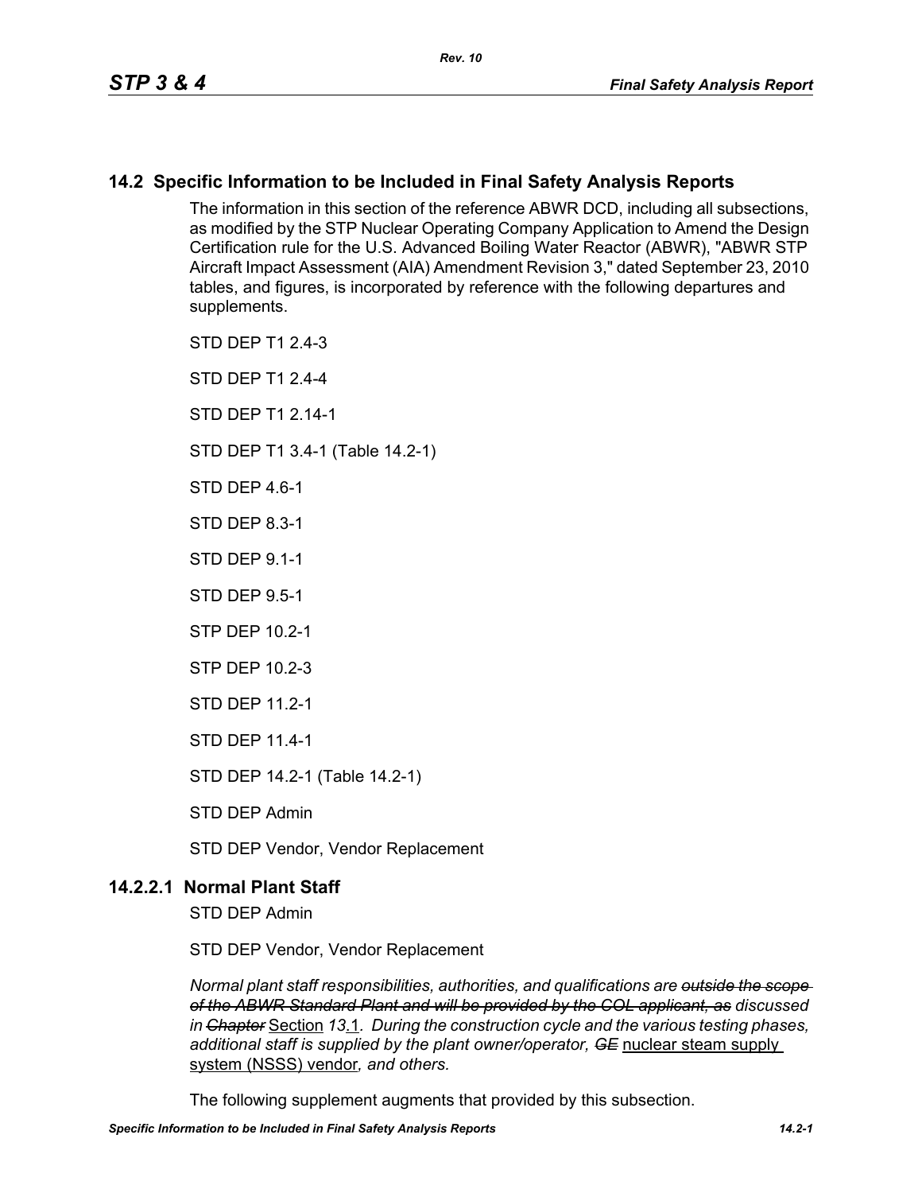## 14.2 Specific Information to be Included in Final Safety Analysis Reports

The information in this section of the reference ABWR DCD, including all subsections, as modified by the STP Nuclear Operating Company Application to Amend the Design Certification rule for the U.S. Advanced Boiling Water Reactor (ABWR), "ABWR STP Aircraft Impact Assessment (AIA) Amendment Revision 3," dated September 23, 2010 tables, and figures, is incorporated by reference with the following departures and supplements.

STD DEP T1 2.4-3

STD DEP T1 2.4-4

STD DEP T1 2.14-1

STD DEP T1 3.4-1 (Table 14.2-1)

STD DEP 4.6-1

STD DEP 8.3-1

STD DEP 9.1-1

STD DEP 9.5-1

STP DEP 10.2-1

STP DEP 10.2-3

STD DEP 11.2-1

STD DEP 11.4-1

STD DEP 14.2-1 (Table 14.2-1)

STD DEP Admin

STD DEP Vendor, Vendor Replacement

### 14.2.2.1 Normal Plant Staff

STD DEP Admin

STD DEP Vendor, Vendor Replacement

*Normal plant staff responsibilities, authorities, and qualifications are ~~outside the scope of the ABWR Standard Plant and will be provided by the COL applicant, as~~ discussed in ~~Chapter~~* Section *13*.1*. During the construction cycle and the various testing phases, additional staff is supplied by the plant owner/operator, ~~GE~~* nuclear steam supply system (NSSS) vendor*, and others.*

The following supplement augments that provided by this subsection.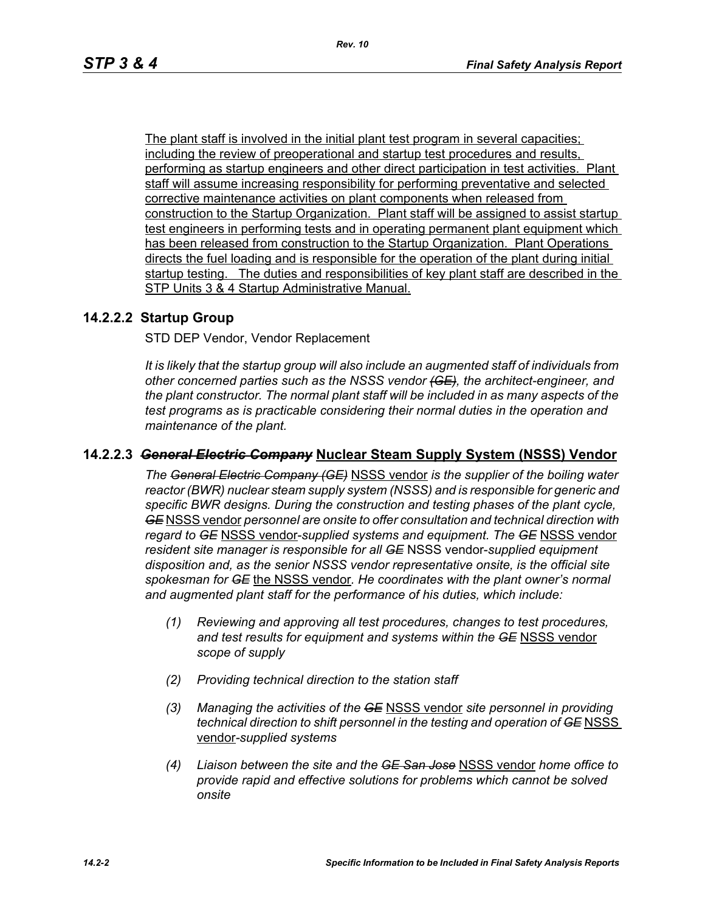The plant staff is involved in the initial plant test program in several capacities; including the review of preoperational and startup test procedures and results, performing as startup engineers and other direct participation in test activities. Plant staff will assume increasing responsibility for performing preventative and selected corrective maintenance activities on plant components when released from construction to the Startup Organization. Plant staff will be assigned to assist startup test engineers in performing tests and in operating permanent plant equipment which has been released from construction to the Startup Organization. Plant Operations directs the fuel loading and is responsible for the operation of the plant during initial startup testing. The duties and responsibilities of key plant staff are described in the STP Units 3 & 4 Startup Administrative Manual.

### 14.2.2.2 Startup Group

STD DEP Vendor, Vendor Replacement

*It is likely that the startup group will also include an augmented staff of individuals from other concerned parties such as the NSSS vendor ~~(GE)~~, the architect-engineer, and the plant constructor. The normal plant staff will be included in as many aspects of the test programs as is practicable considering their normal duties in the operation and maintenance of the plant.*

### 14.2.2.3 ~~*General Electric Company*~~ Nuclear Steam Supply System (NSSS) Vendor

*The ~~General Electric Company (GE)~~* NSSS vendor *is the supplier of the boiling water reactor (BWR) nuclear steam supply system (NSSS) and is responsible for generic and specific BWR designs. During the construction and testing phases of the plant cycle, ~~GE~~* NSSS vendor *personnel are onsite to offer consultation and technical direction with regard to ~~GE~~* NSSS vendor*-supplied systems and equipment. The ~~GE~~* NSSS vendor *resident site manager is responsible for all ~~GE~~* NSSS vendor*-supplied equipment disposition and, as the senior NSSS vendor representative onsite, is the official site spokesman for ~~GE~~* the NSSS vendor*. He coordinates with the plant owner's normal and augmented plant staff for the performance of his duties, which include:*

- *(1) Reviewing and approving all test procedures, changes to test procedures, and test results for equipment and systems within the ~~GE~~* NSSS vendor *scope of supply*
- *(2) Providing technical direction to the station staff*
- *(3) Managing the activities of the ~~GE~~* NSSS vendor *site personnel in providing technical direction to shift personnel in the testing and operation of ~~GE~~* NSSS vendor*-supplied systems*
- *(4) Liaison between the site and the ~~GE San Jose~~* NSSS vendor *home office to provide rapid and effective solutions for problems which cannot be solved onsite*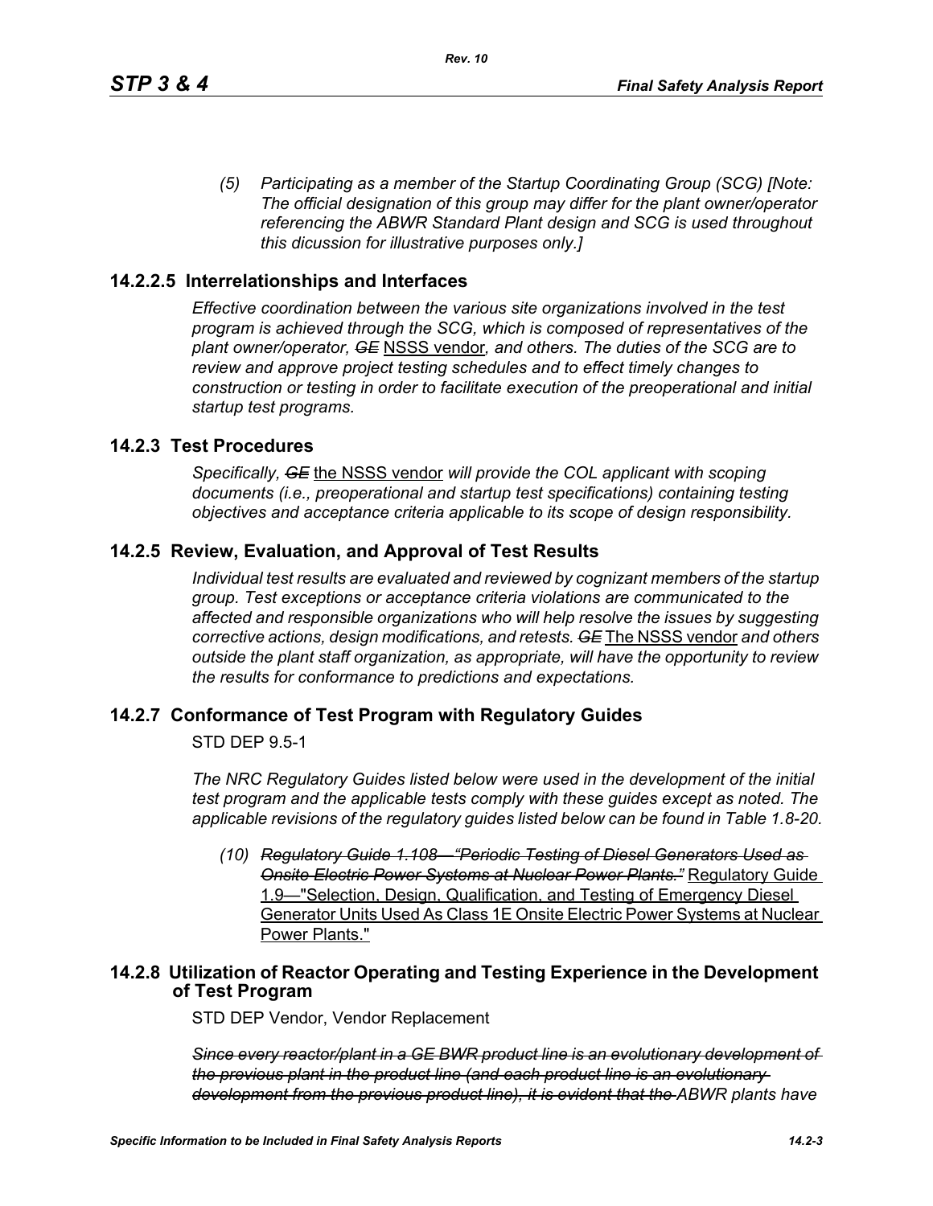*(5) Participating as a member of the Startup Coordinating Group (SCG) [Note: The official designation of this group may differ for the plant owner/operator referencing the ABWR Standard Plant design and SCG is used throughout this dicussion for illustrative purposes only.]*

## 14.2.2.5 Interrelationships and Interfaces

*Effective coordination between the various site organizations involved in the test program is achieved through the SCG, which is composed of representatives of the plant owner/operator,* ~~*GE*~~ NSSS vendor*, and others. The duties of the SCG are to review and approve project testing schedules and to effect timely changes to construction or testing in order to facilitate execution of the preoperational and initial startup test programs.*

## 14.2.3 Test Procedures

*Specifically,* ~~*GE*~~ the NSSS vendor *will provide the COL applicant with scoping documents (i.e., preoperational and startup test specifications) containing testing objectives and acceptance criteria applicable to its scope of design responsibility.*

## 14.2.5 Review, Evaluation, and Approval of Test Results

*Individual test results are evaluated and reviewed by cognizant members of the startup group. Test exceptions or acceptance criteria violations are communicated to the affected and responsible organizations who will help resolve the issues by suggesting corrective actions, design modifications, and retests.* ~~*GE*~~ The NSSS vendor *and others outside the plant staff organization, as appropriate, will have the opportunity to review the results for conformance to predictions and expectations.*

## 14.2.7 Conformance of Test Program with Regulatory Guides

STD DEP 9.5-1

*The NRC Regulatory Guides listed below were used in the development of the initial test program and the applicable tests comply with these guides except as noted. The applicable revisions of the regulatory guides listed below can be found in Table 1.8-20.*

*(10)* ~~*Regulatory Guide 1.108—"Periodic Testing of Diesel Generators Used as Onsite Electric Power Systems at Nuclear Power Plants."*~~ Regulatory Guide 1.9—"Selection, Design, Qualification, and Testing of Emergency Diesel Generator Units Used As Class 1E Onsite Electric Power Systems at Nuclear Power Plants."

## 14.2.8 Utilization of Reactor Operating and Testing Experience in the Development of Test Program

STD DEP Vendor, Vendor Replacement

~~*Since every reactor/plant in a GE BWR product line is an evolutionary development of the previous plant in the product line (and each product line is an evolutionary development from the previous product line), it is evident that the*~~ *ABWR plants have*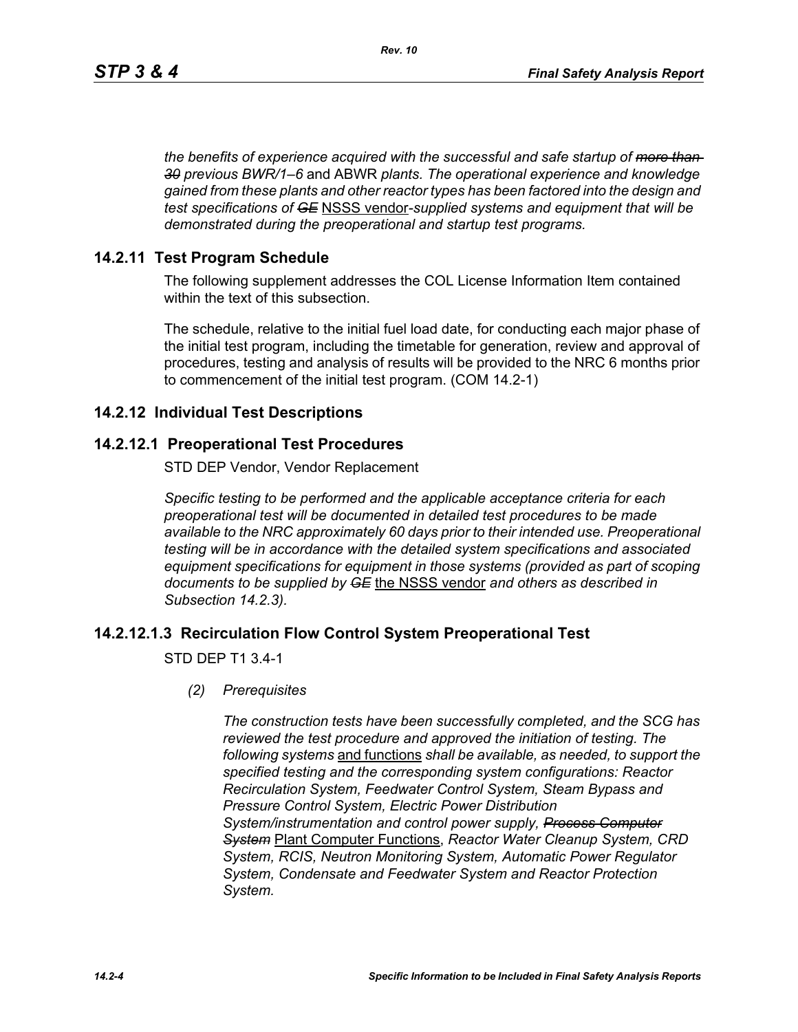*the benefits of experience acquired with the successful and safe startup of ~~more than 30~~ previous BWR/1–6* and ABWR *plants. The operational experience and knowledge gained from these plants and other reactor types has been factored into the design and test specifications of ~~GE~~* NSSS vendor*-supplied systems and equipment that will be demonstrated during the preoperational and startup test programs.*

## 14.2.11 Test Program Schedule

The following supplement addresses the COL License Information Item contained within the text of this subsection.

The schedule, relative to the initial fuel load date, for conducting each major phase of the initial test program, including the timetable for generation, review and approval of procedures, testing and analysis of results will be provided to the NRC 6 months prior to commencement of the initial test program. (COM 14.2-1)

## 14.2.12 Individual Test Descriptions

### 14.2.12.1 Preoperational Test Procedures

STD DEP Vendor, Vendor Replacement

*Specific testing to be performed and the applicable acceptance criteria for each preoperational test will be documented in detailed test procedures to be made available to the NRC approximately 60 days prior to their intended use. Preoperational testing will be in accordance with the detailed system specifications and associated equipment specifications for equipment in those systems (provided as part of scoping documents to be supplied by ~~GE~~* the NSSS vendor *and others as described in Subsection 14.2.3).*

### 14.2.12.1.3 Recirculation Flow Control System Preoperational Test

STD DEP T1 3.4-1

*(2) Prerequisites*

*The construction tests have been successfully completed, and the SCG has reviewed the test procedure and approved the initiation of testing. The following systems* and functions *shall be available, as needed, to support the specified testing and the corresponding system configurations: Reactor Recirculation System, Feedwater Control System, Steam Bypass and Pressure Control System, Electric Power Distribution System/instrumentation and control power supply, ~~Process Computer System~~* Plant Computer Functions*, Reactor Water Cleanup System, CRD System, RCIS, Neutron Monitoring System, Automatic Power Regulator System, Condensate and Feedwater System and Reactor Protection System.*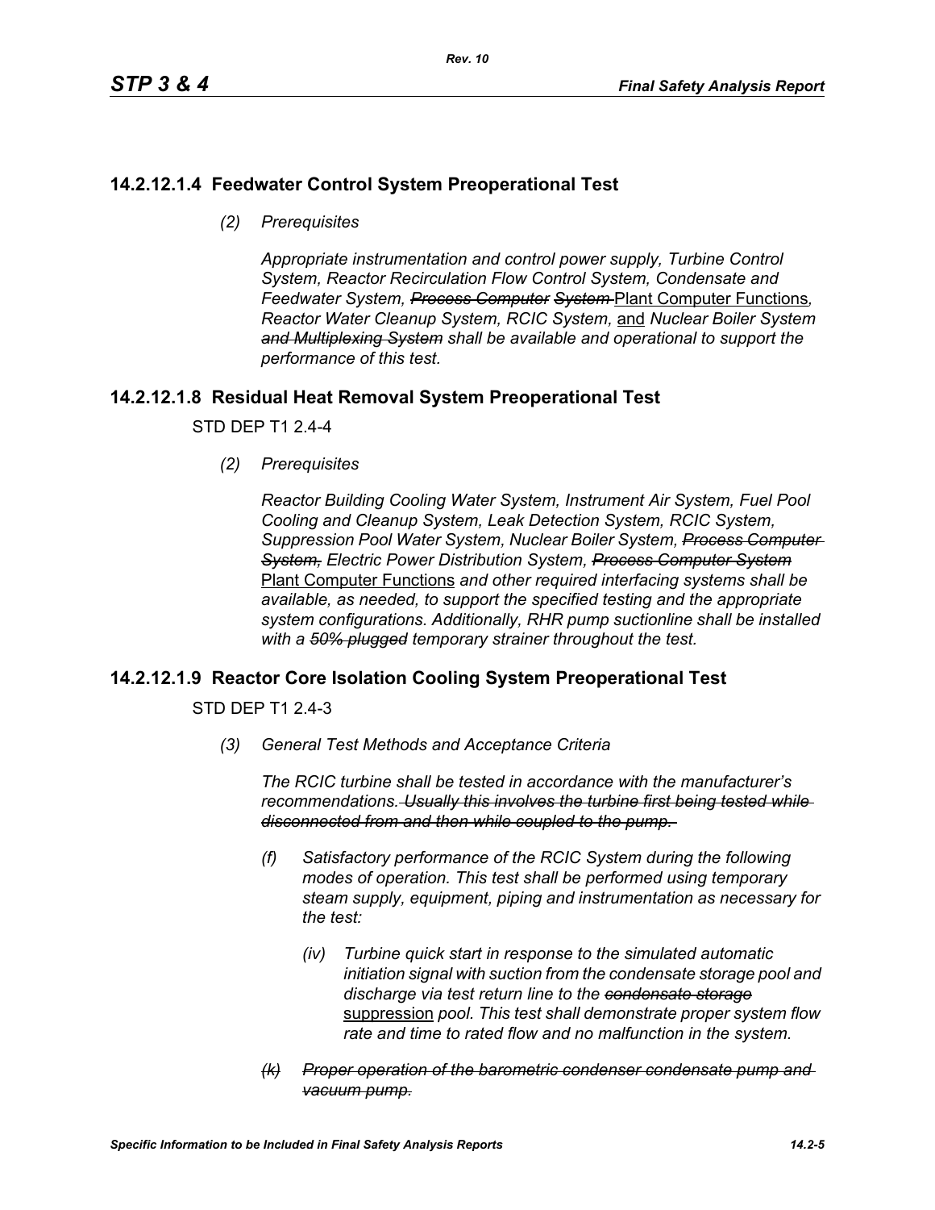## 14.2.12.1.4 Feedwater Control System Preoperational Test

*(2) Prerequisites*

*Appropriate instrumentation and control power supply, Turbine Control System, Reactor Recirculation Flow Control System, Condensate and Feedwater System, ~~Process Computer System~~* Plant Computer Functions*, Reactor Water Cleanup System, RCIC System,* and *Nuclear Boiler System ~~and Multiplexing System~~ shall be available and operational to support the performance of this test.*

## 14.2.12.1.8 Residual Heat Removal System Preoperational Test

STD DEP T1 2.4-4

*(2) Prerequisites*

*Reactor Building Cooling Water System, Instrument Air System, Fuel Pool Cooling and Cleanup System, Leak Detection System, RCIC System, Suppression Pool Water System, Nuclear Boiler System, ~~Process Computer System,~~ Electric Power Distribution System, ~~Process Computer System~~* Plant Computer Functions *and other required interfacing systems shall be available, as needed, to support the specified testing and the appropriate system configurations. Additionally, RHR pump suctionline shall be installed with a ~~50% plugged~~ temporary strainer throughout the test.*

## 14.2.12.1.9 Reactor Core Isolation Cooling System Preoperational Test

STD DEP T1 2.4-3

*(3) General Test Methods and Acceptance Criteria*

*The RCIC turbine shall be tested in accordance with the manufacturer's recommendations. ~~Usually this involves the turbine first being tested while disconnected from and then while coupled to the pump.~~*

*(f) Satisfactory performance of the RCIC System during the following modes of operation. This test shall be performed using temporary steam supply, equipment, piping and instrumentation as necessary for the test:*

*(iv) Turbine quick start in response to the simulated automatic initiation signal with suction from the condensate storage pool and discharge via test return line to the ~~condensate storage~~* suppression *pool. This test shall demonstrate proper system flow rate and time to rated flow and no malfunction in the system.*

*~~(k) Proper operation of the barometric condenser condensate pump and vacuum pump.~~*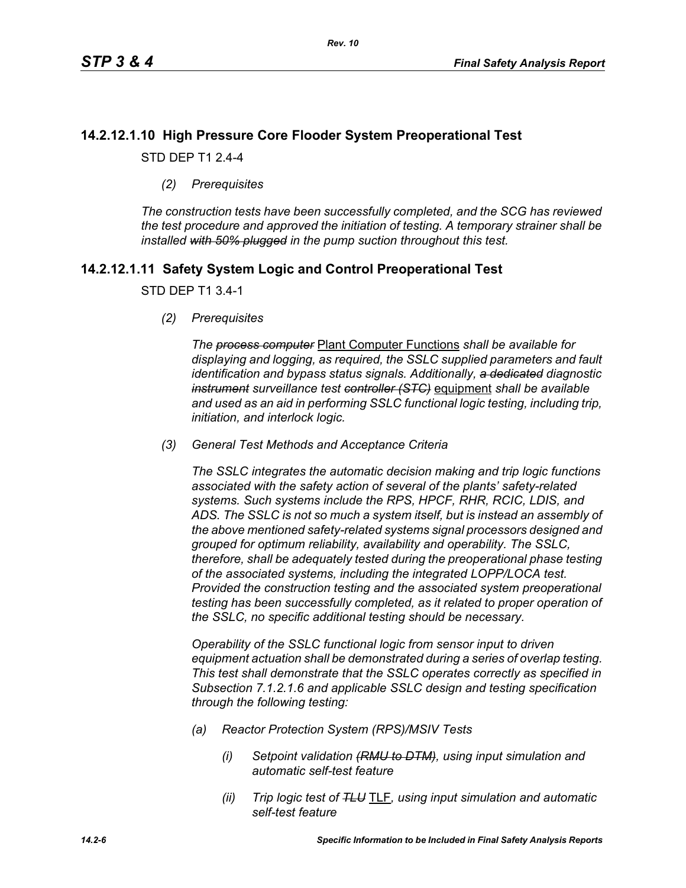## 14.2.12.1.10 High Pressure Core Flooder System Preoperational Test

STD DEP T1 2.4-4

*(2) Prerequisites*

*The construction tests have been successfully completed, and the SCG has reviewed the test procedure and approved the initiation of testing. A temporary strainer shall be installed ~~with 50% plugged~~ in the pump suction throughout this test.*

## 14.2.12.1.11 Safety System Logic and Control Preoperational Test

STD DEP T1 3.4-1

*(2) Prerequisites*

*The ~~process computer~~* <u>Plant Computer Functions</u> *shall be available for displaying and logging, as required, the SSLC supplied parameters and fault identification and bypass status signals. Additionally, ~~a dedicated~~ diagnostic ~~instrument~~ surveillance test ~~controller (STC)~~* <u>equipment</u> *shall be available and used as an aid in performing SSLC functional logic testing, including trip, initiation, and interlock logic.*

*(3) General Test Methods and Acceptance Criteria*

*The SSLC integrates the automatic decision making and trip logic functions associated with the safety action of several of the plants' safety-related systems. Such systems include the RPS, HPCF, RHR, RCIC, LDIS, and ADS. The SSLC is not so much a system itself, but is instead an assembly of the above mentioned safety-related systems signal processors designed and grouped for optimum reliability, availability and operability. The SSLC, therefore, shall be adequately tested during the preoperational phase testing of the associated systems, including the integrated LOPP/LOCA test. Provided the construction testing and the associated system preoperational testing has been successfully completed, as it related to proper operation of the SSLC, no specific additional testing should be necessary.*

*Operability of the SSLC functional logic from sensor input to driven equipment actuation shall be demonstrated during a series of overlap testing. This test shall demonstrate that the SSLC operates correctly as specified in Subsection 7.1.2.1.6 and applicable SSLC design and testing specification through the following testing:*

*(a) Reactor Protection System (RPS)/MSIV Tests*

*(i) Setpoint validation ~~(RMU to DTM)~~, using input simulation and automatic self-test feature*

*(ii) Trip logic test of ~~TLU~~* <u>TLF</u>*, using input simulation and automatic self-test feature*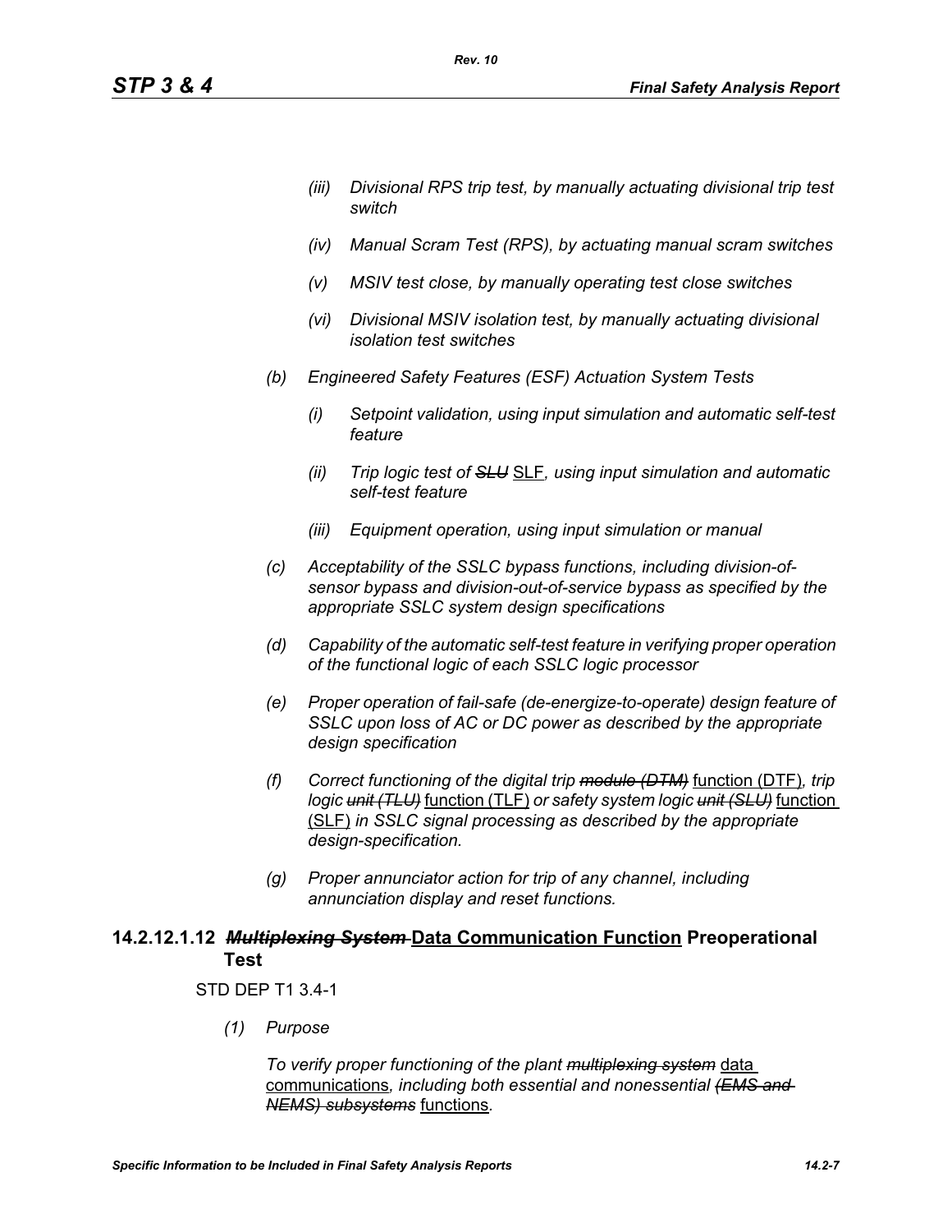*(iii) Divisional RPS trip test, by manually actuating divisional trip test switch*

*(iv) Manual Scram Test (RPS), by actuating manual scram switches*

*(v) MSIV test close, by manually operating test close switches*

*(vi) Divisional MSIV isolation test, by manually actuating divisional isolation test switches*

*(b) Engineered Safety Features (ESF) Actuation System Tests*

*(i) Setpoint validation, using input simulation and automatic self-test feature*

*(ii) Trip logic test of ~~SLU~~ SLF, using input simulation and automatic self-test feature*

*(iii) Equipment operation, using input simulation or manual*

*(c) Acceptability of the SSLC bypass functions, including division-of-sensor bypass and division-out-of-service bypass as specified by the appropriate SSLC system design specifications*

*(d) Capability of the automatic self-test feature in verifying proper operation of the functional logic of each SSLC logic processor*

*(e) Proper operation of fail-safe (de-energize-to-operate) design feature of SSLC upon loss of AC or DC power as described by the appropriate design specification*

*(f) Correct functioning of the digital trip ~~module (DTM)~~ function (DTF), trip logic ~~unit (TLU)~~ function (TLF) or safety system logic ~~unit (SLU)~~ function (SLF) in SSLC signal processing as described by the appropriate design-specification.*

*(g) Proper annunciator action for trip of any channel, including annunciation display and reset functions.*

### 14.2.12.1.12 ~~*Multiplexing System*~~ Data Communication Function Preoperational Test

STD DEP T1 3.4-1

*(1) Purpose*

*To verify proper functioning of the plant ~~multiplexing system~~* data communications*, including both essential and nonessential ~~(EMS and NEMS) subsystems~~* functions*.*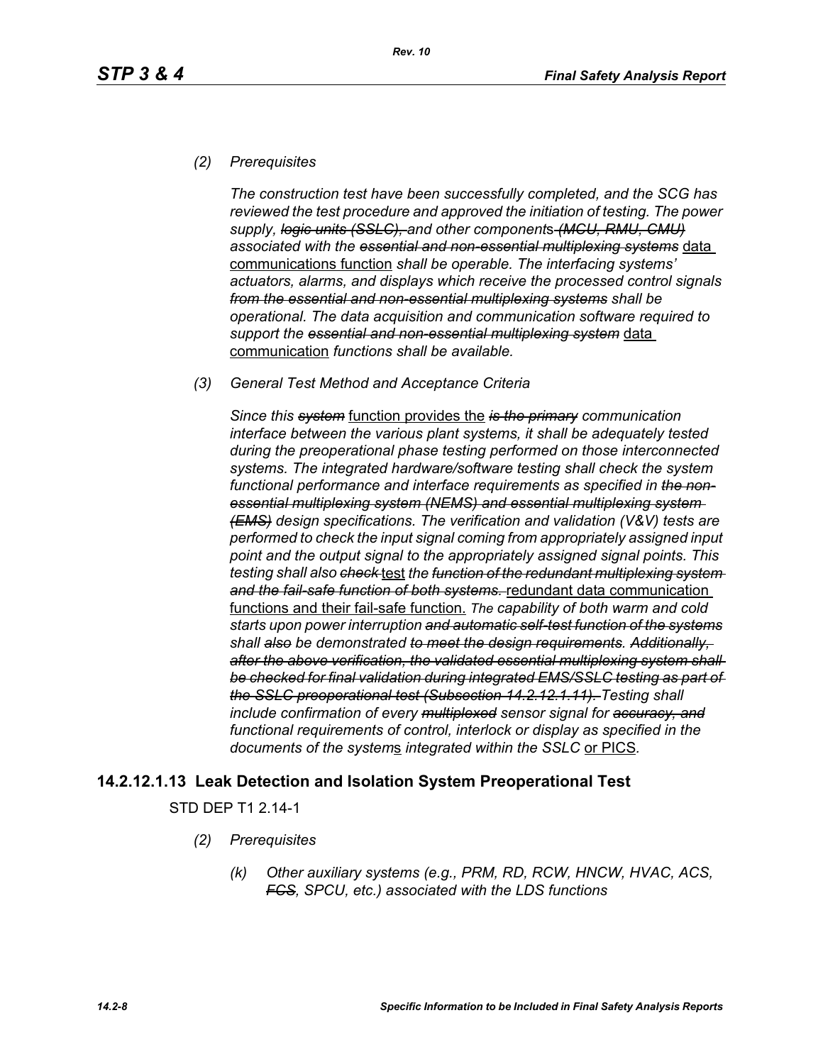*(2) Prerequisites*

*The construction test have been successfully completed, and the SCG has reviewed the test procedure and approved the initiation of testing. The power supply, ~~logic units (SSLC),~~ and other components ~~(MCU, RMU, CMU)~~ associated with the ~~essential and non-essential multiplexing systems~~* data communications function *shall be operable. The interfacing systems' actuators, alarms, and displays which receive the processed control signals ~~from the essential and non-essential multiplexing systems~~ shall be operational. The data acquisition and communication software required to support the ~~essential and non-essential multiplexing system~~* data communication *functions shall be available.*

*(3) General Test Method and Acceptance Criteria*

*Since this ~~system~~* function provides the *~~is the primary~~ communication interface between the various plant systems, it shall be adequately tested during the preoperational phase testing performed on those interconnected systems. The integrated hardware/software testing shall check the system functional performance and interface requirements as specified in ~~the non-essential multiplexing system (NEMS) and essential multiplexing system (EMS)~~ design specifications. The verification and validation (V&V) tests are performed to check the input signal coming from appropriately assigned input point and the output signal to the appropriately assigned signal points. This testing shall also ~~check~~* test *the ~~function of the redundant multiplexing system and the fail-safe function of both systems.~~* redundant data communication functions and their fail-safe function. *The capability of both warm and cold starts upon power interruption ~~and automatic self-test function of the systems~~ shall ~~also~~ be demonstrated ~~to meet the design requirements. Additionally, after the above verification, the validated essential multiplexing system shall be checked for final validation during integrated EMS/SSLC testing as part of the SSLC preoperational test (Subsection 14.2.12.1.11).~~ Testing shall include confirmation of every ~~multiplexed~~ sensor signal for ~~accuracy, and~~ functional requirements of control, interlock or display as specified in the documents of the system*s *integrated within the SSLC* or PICS.

## 14.2.12.1.13 Leak Detection and Isolation System Preoperational Test

STD DEP T1 2.14-1

*(2) Prerequisites*

*(k) Other auxiliary systems (e.g., PRM, RD, RCW, HNCW, HVAC, ACS, ~~FCS~~, SPCU, etc.) associated with the LDS functions*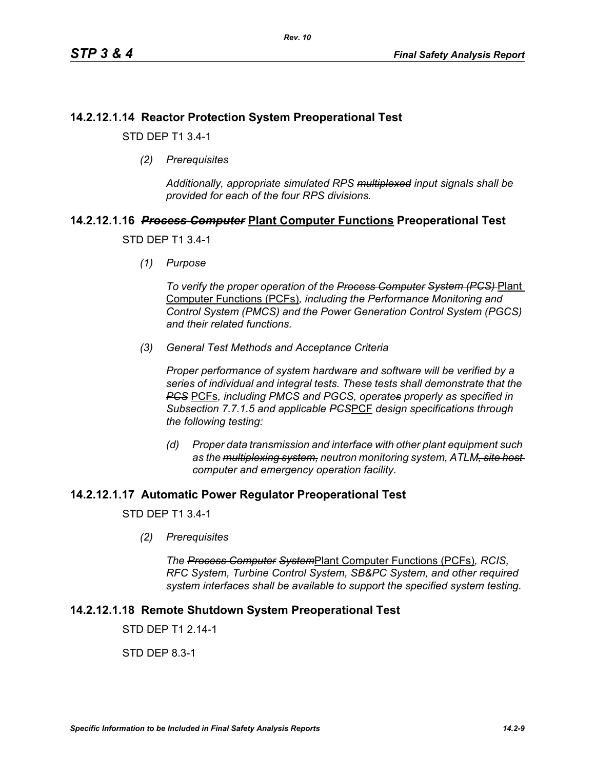## 14.2.12.1.14 Reactor Protection System Preoperational Test

STD DEP T1 3.4-1

*(2) Prerequisites*

*Additionally, appropriate simulated RPS ~~multiplexed~~ input signals shall be provided for each of the four RPS divisions.*

## 14.2.12.1.16 ~~*Process Computer*~~ Plant Computer Functions Preoperational Test

STD DEP T1 3.4-1

*(1) Purpose*

*To verify the proper operation of the ~~Process Computer~~ ~~System (PCS)~~* Plant Computer Functions (PCFs)*, including the Performance Monitoring and Control System (PMCS) and the Power Generation Control System (PGCS) and their related functions.*

*(3) General Test Methods and Acceptance Criteria*

*Proper performance of system hardware and software will be verified by a series of individual and integral tests. These tests shall demonstrate that the ~~PCS~~* PCFs*, including PMCS and PGCS, operate~~s~~ properly as specified in Subsection 7.7.1.5 and applicable ~~PCS~~*PCF *design specifications through the following testing:*

*(d) Proper data transmission and interface with other plant equipment such as the ~~multiplexing system,~~ neutron monitoring system, ATLM~~, site host computer~~ and emergency operation facility.*

## 14.2.12.1.17 Automatic Power Regulator Preoperational Test

STD DEP T1 3.4-1

*(2) Prerequisites*

*The ~~Process Computer~~ ~~System~~*Plant Computer Functions (PCFs)*, RCIS, RFC System, Turbine Control System, SB&PC System, and other required system interfaces shall be available to support the specified system testing.*

## 14.2.12.1.18 Remote Shutdown System Preoperational Test

STD DEP T1 2.14-1

STD DEP 8.3-1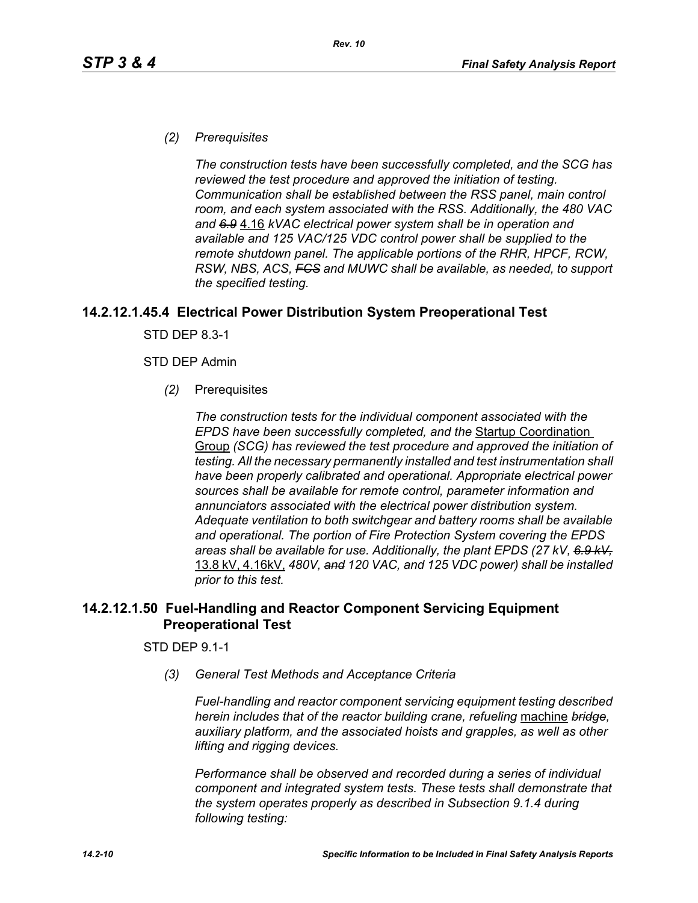*(2) Prerequisites*

*The construction tests have been successfully completed, and the SCG has reviewed the test procedure and approved the initiation of testing. Communication shall be established between the RSS panel, main control room, and each system associated with the RSS. Additionally, the 480 VAC and ~~6.9~~* <u>4.16</u> *kVAC electrical power system shall be in operation and available and 125 VAC/125 VDC control power shall be supplied to the remote shutdown panel. The applicable portions of the RHR, HPCF, RCW, RSW, NBS, ACS, ~~FCS~~ and MUWC shall be available, as needed, to support the specified testing.*

## 14.2.12.1.45.4 Electrical Power Distribution System Preoperational Test

STD DEP 8.3-1

STD DEP Admin

*(2)* Prerequisites

*The construction tests for the individual component associated with the EPDS have been successfully completed, and the* <u>Startup Coordination Group</u> *(SCG) has reviewed the test procedure and approved the initiation of testing. All the necessary permanently installed and test instrumentation shall have been properly calibrated and operational. Appropriate electrical power sources shall be available for remote control, parameter information and annunciators associated with the electrical power distribution system. Adequate ventilation to both switchgear and battery rooms shall be available and operational. The portion of Fire Protection System covering the EPDS areas shall be available for use. Additionally, the plant EPDS (27 kV, ~~6.9 kV,~~* <u>13.8 kV, 4.16kV,</u> *480V, ~~and~~ 120 VAC, and 125 VDC power) shall be installed prior to this test.*

## 14.2.12.1.50 Fuel-Handling and Reactor Component Servicing Equipment Preoperational Test

STD DEP 9.1-1

*(3) General Test Methods and Acceptance Criteria*

*Fuel-handling and reactor component servicing equipment testing described herein includes that of the reactor building crane, refueling* <u>machine</u> *~~bridge~~, auxiliary platform, and the associated hoists and grapples, as well as other lifting and rigging devices.*

*Performance shall be observed and recorded during a series of individual component and integrated system tests. These tests shall demonstrate that the system operates properly as described in Subsection 9.1.4 during following testing:*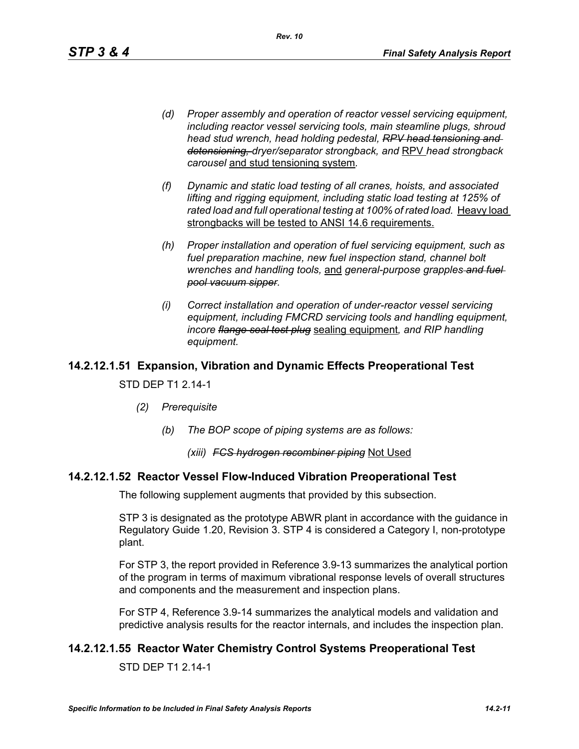- *(d) Proper assembly and operation of reactor vessel servicing equipment, including reactor vessel servicing tools, main steamline plugs, shroud head stud wrench, head holding pedestal, ~~RPV head tensioning and detensioning,~~ dryer/separator strongback, and* RPV *head strongback carousel* and stud tensioning system*.*

- *(f) Dynamic and static load testing of all cranes, hoists, and associated lifting and rigging equipment, including static load testing at 125% of rated load and full operational testing at 100% of rated load.* Heavy load strongbacks will be tested to ANSI 14.6 requirements.

- *(h) Proper installation and operation of fuel servicing equipment, such as fuel preparation machine, new fuel inspection stand, channel bolt wrenches and handling tools,* and *general-purpose grapples ~~and fuel pool vacuum sipper~~.*

- *(i) Correct installation and operation of under-reactor vessel servicing equipment, including FMCRD servicing tools and handling equipment, incore ~~flange seal test plug~~* sealing equipment*, and RIP handling equipment.*

## 14.2.12.1.51 Expansion, Vibration and Dynamic Effects Preoperational Test

STD DEP T1 2.14-1

*(2) Prerequisite*

*(b) The BOP scope of piping systems are as follows:*

*(xiii) ~~FCS hydrogen recombiner piping~~* Not Used

## 14.2.12.1.52 Reactor Vessel Flow-Induced Vibration Preoperational Test

The following supplement augments that provided by this subsection.

STP 3 is designated as the prototype ABWR plant in accordance with the guidance in Regulatory Guide 1.20, Revision 3. STP 4 is considered a Category I, non-prototype plant.

For STP 3, the report provided in Reference 3.9-13 summarizes the analytical portion of the program in terms of maximum vibrational response levels of overall structures and components and the measurement and inspection plans.

For STP 4, Reference 3.9-14 summarizes the analytical models and validation and predictive analysis results for the reactor internals, and includes the inspection plan.

## 14.2.12.1.55 Reactor Water Chemistry Control Systems Preoperational Test

STD DEP T1 2.14-1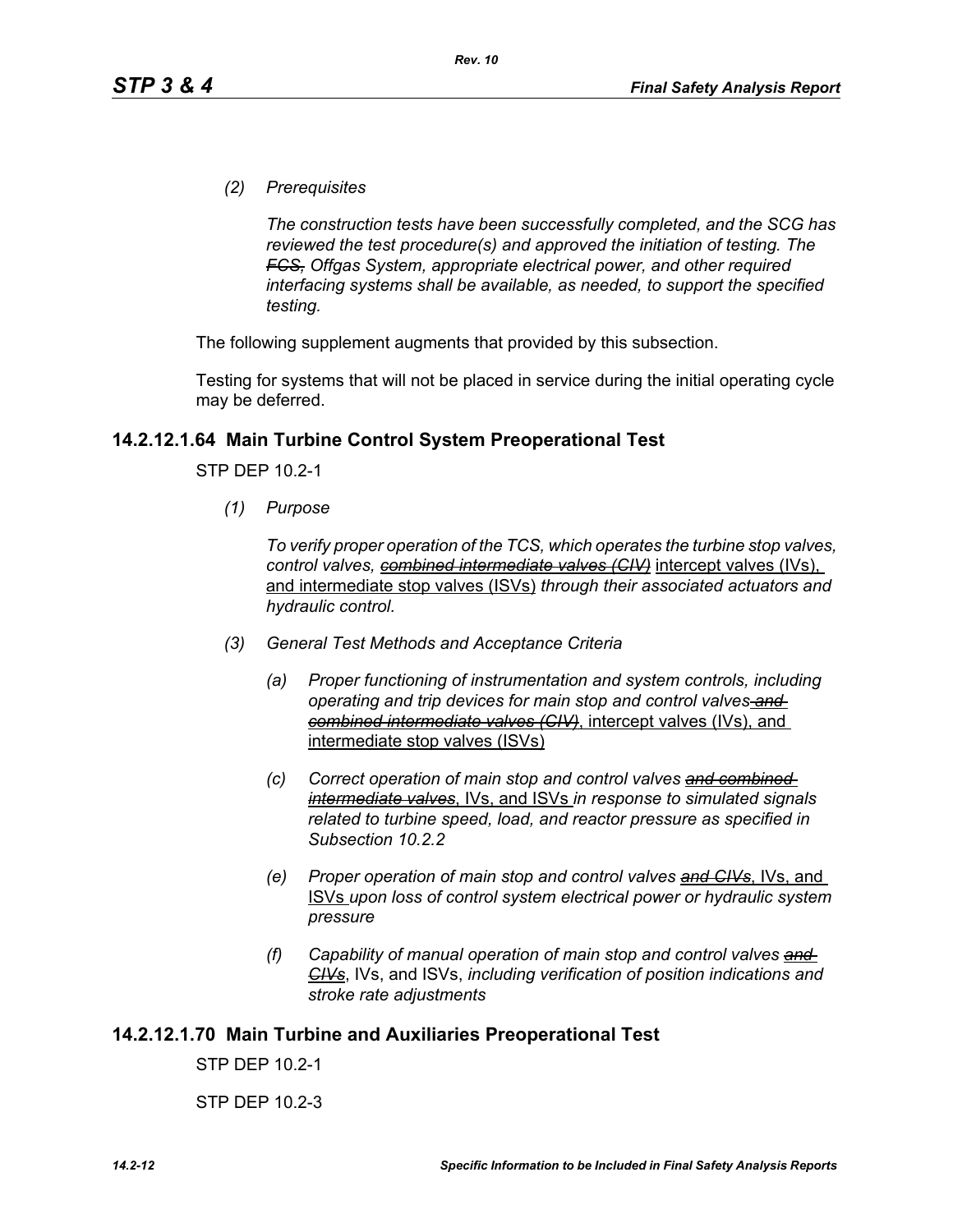*(2) Prerequisites*

*The construction tests have been successfully completed, and the SCG has reviewed the test procedure(s) and approved the initiation of testing. The ~~FCS,~~ Offgas System, appropriate electrical power, and other required interfacing systems shall be available, as needed, to support the specified testing.*

The following supplement augments that provided by this subsection.

Testing for systems that will not be placed in service during the initial operating cycle may be deferred.

## 14.2.12.1.64 Main Turbine Control System Preoperational Test

STP DEP 10.2-1

*(1) Purpose*

*To verify proper operation of the TCS, which operates the turbine stop valves, control valves, ~~combined intermediate valves (CIV)~~* intercept valves (IVs), and intermediate stop valves (ISVs) *through their associated actuators and hydraulic control.*

*(3) General Test Methods and Acceptance Criteria*

*(a) Proper functioning of instrumentation and system controls, including operating and trip devices for main stop and control valves ~~and combined intermediate valves (CIV)~~*, intercept valves (IVs), and intermediate stop valves (ISVs)

*(c) Correct operation of main stop and control valves ~~and combined intermediate valves~~*, IVs, and ISVs *in response to simulated signals related to turbine speed, load, and reactor pressure as specified in Subsection 10.2.2*

*(e) Proper operation of main stop and control valves ~~and CIVs~~*, IVs, and ISVs *upon loss of control system electrical power or hydraulic system pressure*

*(f) Capability of manual operation of main stop and control valves ~~and CIVs~~*, IVs, and ISVs, *including verification of position indications and stroke rate adjustments*

## 14.2.12.1.70 Main Turbine and Auxiliaries Preoperational Test

STP DEP 10.2-1

STP DEP 10.2-3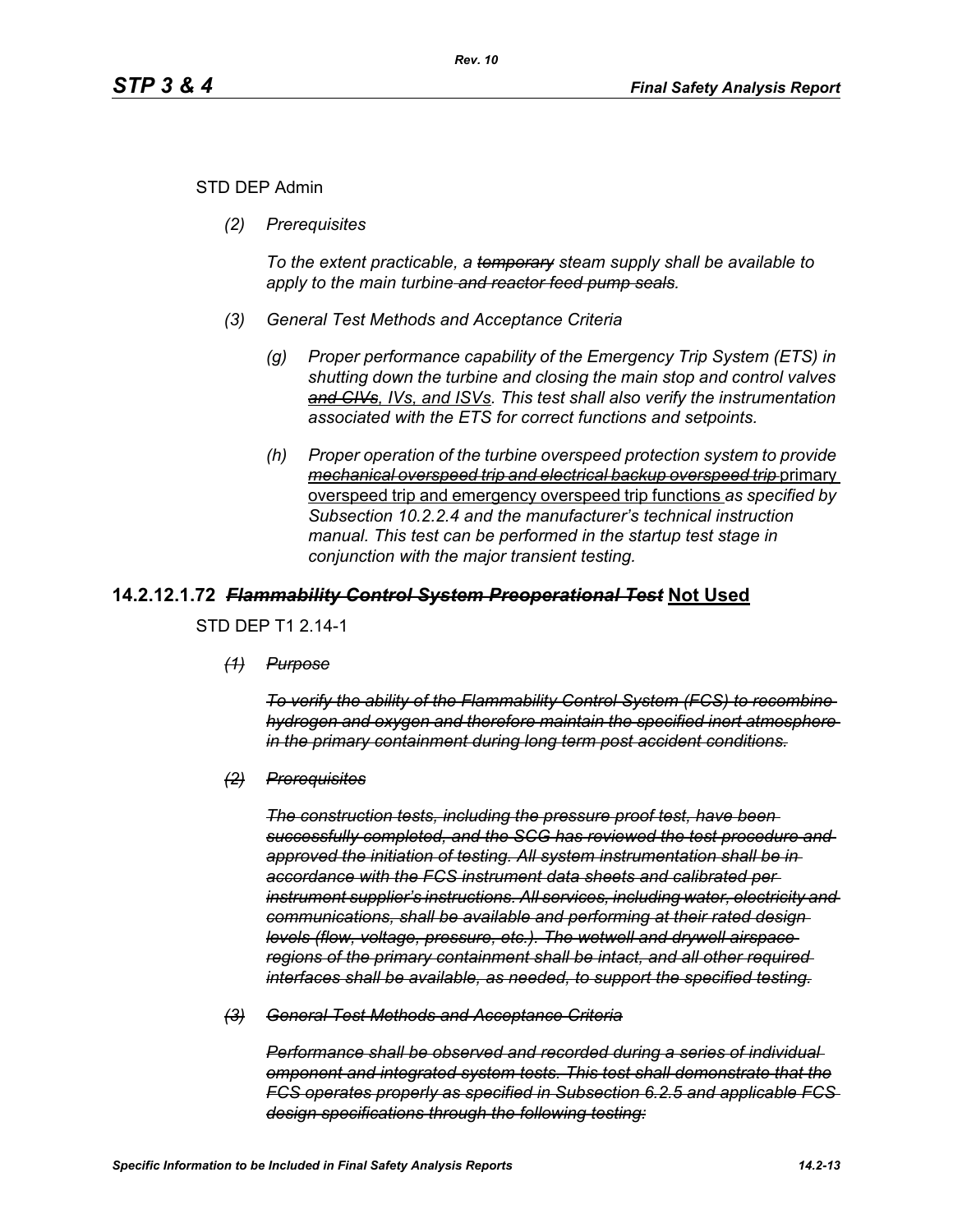STD DEP Admin

*(2) Prerequisites*

*To the extent practicable, a ~~temporary~~ steam supply shall be available to apply to the main turbine ~~and reactor feed pump seals~~.*

*(3) General Test Methods and Acceptance Criteria*

*(g) Proper performance capability of the Emergency Trip System (ETS) in shutting down the turbine and closing the main stop and control valves ~~and CIVs~~, IVs, and ISVs. This test shall also verify the instrumentation associated with the ETS for correct functions and setpoints.*

*(h) Proper operation of the turbine overspeed protection system to provide ~~mechanical overspeed trip and electrical backup overspeed trip~~* <u>primary overspeed trip and emergency overspeed trip functions</u> *as specified by Subsection 10.2.2.4 and the manufacturer's technical instruction manual. This test can be performed in the startup test stage in conjunction with the major transient testing.*

## 14.2.12.1.72 ~~*Flammability Control System Preoperational Test*~~ <u>Not Used</u>

STD DEP T1 2.14-1

~~*(1) Purpose*~~

~~*To verify the ability of the Flammability Control System (FCS) to recombine hydrogen and oxygen and therefore maintain the specified inert atmosphere in the primary containment during long term post accident conditions.*~~

~~*(2) Prerequisites*~~

~~*The construction tests, including the pressure proof test, have been successfully completed, and the SCG has reviewed the test procedure and approved the initiation of testing. All system instrumentation shall be in accordance with the FCS instrument data sheets and calibrated per instrument supplier's instructions. All services, including water, electricity and communications, shall be available and performing at their rated design levels (flow, voltage, pressure, etc.). The wetwell and drywell airspace regions of the primary containment shall be intact, and all other required interfaces shall be available, as needed, to support the specified testing.*~~

~~*(3) General Test Methods and Acceptance Criteria*~~

~~*Performance shall be observed and recorded during a series of individual omponent and integrated system tests. This test shall demonstrate that the FCS operates properly as specified in Subsection 6.2.5 and applicable FCS design specifications through the following testing:*~~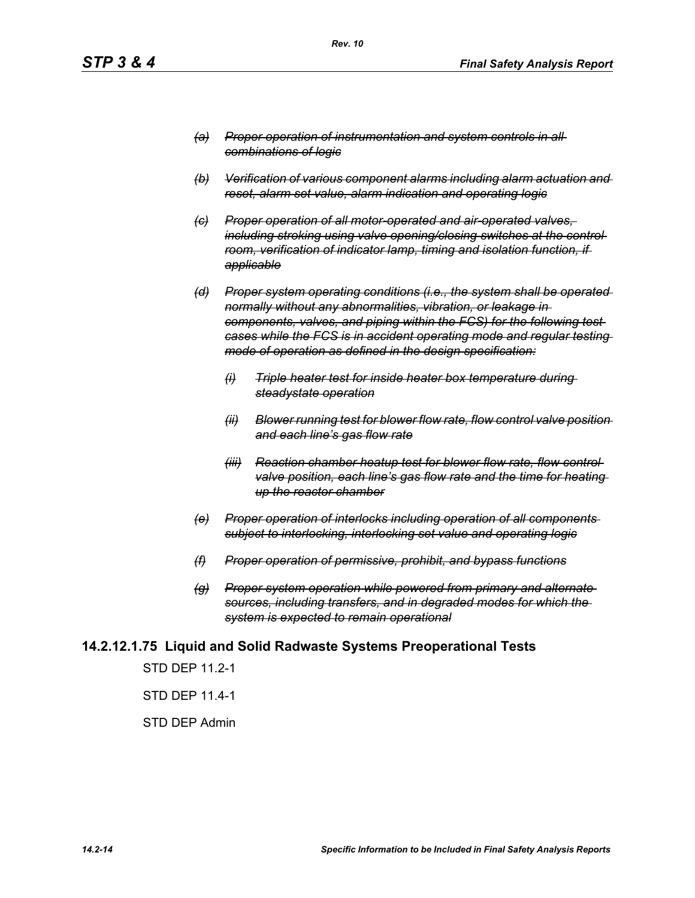- ~~*(a) Proper operation of instrumentation and system controls in all combinations of logic*~~
- ~~*(b) Verification of various component alarms including alarm actuation and reset, alarm set value, alarm indication and operating logic*~~
- ~~*(c) Proper operation of all motor-operated and air-operated valves, including stroking using valve opening/closing switches at the control room, verification of indicator lamp, timing and isolation function, if applicable*~~
- ~~*(d) Proper system operating conditions (i.e., the system shall be operated normally without any abnormalities, vibration, or leakage in components, valves, and piping within the FCS) for the following test cases while the FCS is in accident operating mode and regular testing mode of operation as defined in the design specification:*~~
  - ~~*(i) Triple heater test for inside heater box temperature during steadystate operation*~~
  - ~~*(ii) Blower running test for blower flow rate, flow control valve position and each line's gas flow rate*~~
  - ~~*(iii) Reaction chamber heatup test for blower flow rate, flow control valve position, each line's gas flow rate and the time for heating up the reactor chamber*~~
- ~~*(e) Proper operation of interlocks including operation of all components subject to interlocking, interlocking set value and operating logic*~~
- ~~*(f) Proper operation of permissive, prohibit, and bypass functions*~~
- ~~*(g) Proper system operation while powered from primary and alternate sources, including transfers, and in degraded modes for which the system is expected to remain operational*~~

## 14.2.12.1.75 Liquid and Solid Radwaste Systems Preoperational Tests

STD DEP 11.2-1

STD DEP 11.4-1

STD DEP Admin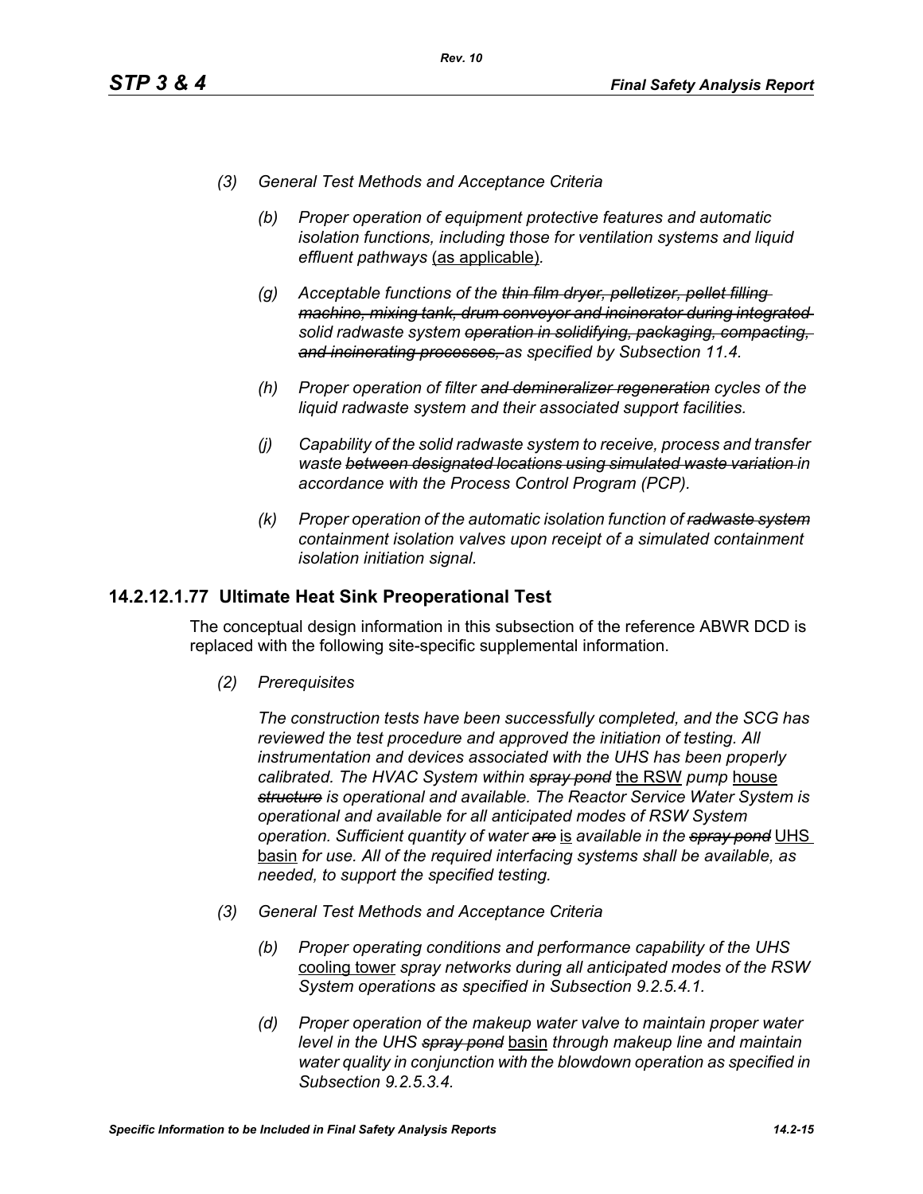*(3) General Test Methods and Acceptance Criteria*

*(b) Proper operation of equipment protective features and automatic isolation functions, including those for ventilation systems and liquid effluent pathways* <u>(as applicable)</u>*.*

*(g) Acceptable functions of the ~~thin film dryer, pelletizer, pellet filling machine, mixing tank, drum conveyor and incinerator during integrated~~ solid radwaste system ~~operation in solidifying, packaging, compacting, and incinerating processes,~~ as specified by Subsection 11.4.*

*(h) Proper operation of filter ~~and demineralizer regeneration~~ cycles of the liquid radwaste system and their associated support facilities.*

*(j) Capability of the solid radwaste system to receive, process and transfer waste ~~between designated locations using simulated waste variation~~ in accordance with the Process Control Program (PCP).*

*(k) Proper operation of the automatic isolation function of ~~radwaste system~~ containment isolation valves upon receipt of a simulated containment isolation initiation signal.*

## 14.2.12.1.77 Ultimate Heat Sink Preoperational Test

The conceptual design information in this subsection of the reference ABWR DCD is replaced with the following site-specific supplemental information.

*(2) Prerequisites*

*The construction tests have been successfully completed, and the SCG has reviewed the test procedure and approved the initiation of testing. All instrumentation and devices associated with the UHS has been properly calibrated. The HVAC System within ~~spray pond~~* <u>the RSW</u> *pump* <u>house</u> *~~structure~~ is operational and available. The Reactor Service Water System is operational and available for all anticipated modes of RSW System operation. Sufficient quantity of water ~~are~~* <u>is</u> *available in the ~~spray pond~~* <u>UHS basin</u> *for use. All of the required interfacing systems shall be available, as needed, to support the specified testing.*

*(3) General Test Methods and Acceptance Criteria*

*(b) Proper operating conditions and performance capability of the UHS* <u>cooling tower</u> *spray networks during all anticipated modes of the RSW System operations as specified in Subsection 9.2.5.4.1.*

*(d) Proper operation of the makeup water valve to maintain proper water level in the UHS ~~spray pond~~* <u>basin</u> *through makeup line and maintain water quality in conjunction with the blowdown operation as specified in Subsection 9.2.5.3.4.*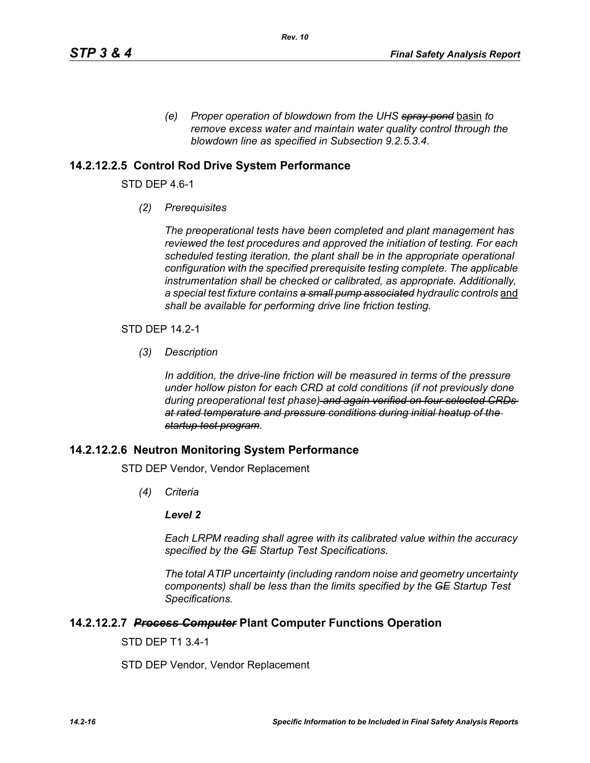*(e) Proper operation of blowdown from the UHS ~~spray pond~~ basin to remove excess water and maintain water quality control through the blowdown line as specified in Subsection 9.2.5.3.4.*

## 14.2.12.2.5 Control Rod Drive System Performance

STD DEP 4.6-1

*(2) Prerequisites*

*The preoperational tests have been completed and plant management has reviewed the test procedures and approved the initiation of testing. For each scheduled testing iteration, the plant shall be in the appropriate operational configuration with the specified prerequisite testing complete. The applicable instrumentation shall be checked or calibrated, as appropriate. Additionally, a special test fixture contains ~~a small pump associated~~ hydraulic controls* and *shall be available for performing drive line friction testing.*

STD DEP 14.2-1

*(3) Description*

*In addition, the drive-line friction will be measured in terms of the pressure under hollow piston for each CRD at cold conditions (if not previously done during preoperational test phase) ~~and again verified on four selected CRDs at rated temperature and pressure conditions during initial heatup of the startup test program~~.*

## 14.2.12.2.6 Neutron Monitoring System Performance

STD DEP Vendor, Vendor Replacement

*(4) Criteria*

***Level 2***

*Each LRPM reading shall agree with its calibrated value within the accuracy specified by the ~~GE~~ Startup Test Specifications.*

*The total ATIP uncertainty (including random noise and geometry uncertainty components) shall be less than the limits specified by the ~~GE~~ Startup Test Specifications.*

## 14.2.12.2.7 ~~*Process Computer*~~ Plant Computer Functions Operation

STD DEP T1 3.4-1

STD DEP Vendor, Vendor Replacement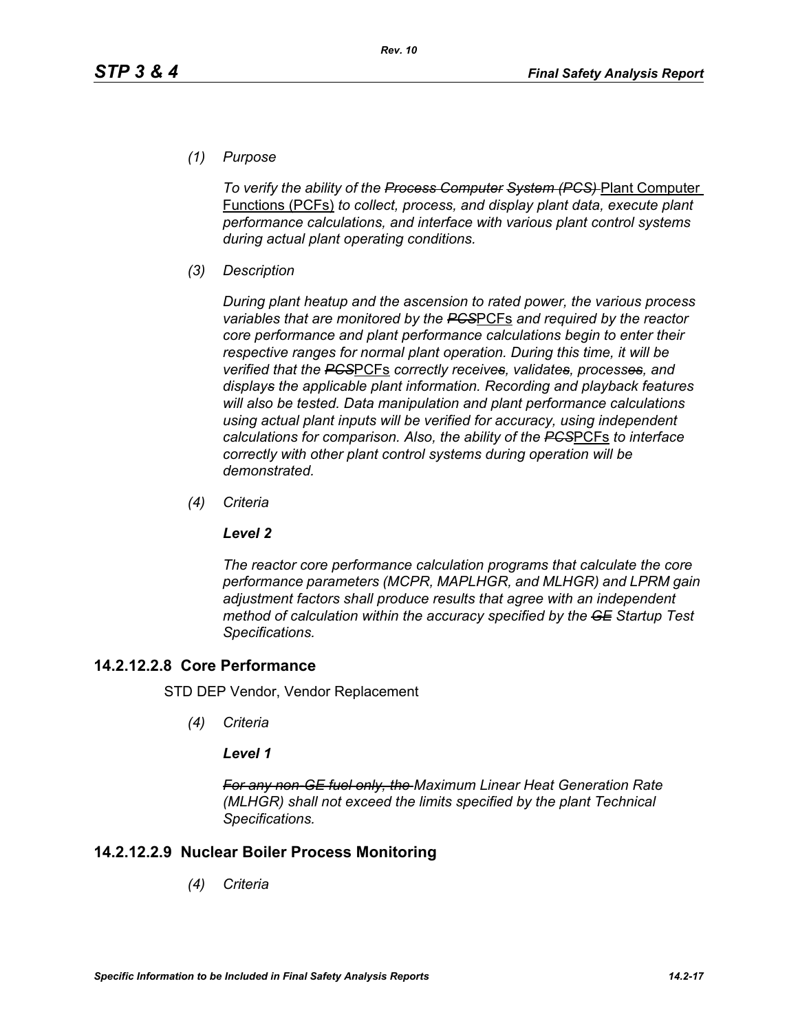*(1) Purpose*

*To verify the ability of the ~~Process Computer System (PCS)~~* <u>Plant Computer Functions (PCFs)</u> *to collect, process, and display plant data, execute plant performance calculations, and interface with various plant control systems during actual plant operating conditions.*

*(3) Description*

*During plant heatup and the ascension to rated power, the various process variables that are monitored by the ~~PCS~~*<u>PCFs</u> *and required by the reactor core performance and plant performance calculations begin to enter their respective ranges for normal plant operation. During this time, it will be verified that the ~~PCS~~*<u>PCFs</u> *correctly receive~~s~~, validate~~s~~, process~~es~~, and display~~s~~ the applicable plant information. Recording and playback features will also be tested. Data manipulation and plant performance calculations using actual plant inputs will be verified for accuracy, using independent calculations for comparison. Also, the ability of the ~~PCS~~*<u>PCFs</u> *to interface correctly with other plant control systems during operation will be demonstrated.*

*(4) Criteria*

***Level 2***

*The reactor core performance calculation programs that calculate the core performance parameters (MCPR, MAPLHGR, and MLHGR) and LPRM gain adjustment factors shall produce results that agree with an independent method of calculation within the accuracy specified by the ~~GE~~ Startup Test Specifications.*

## 14.2.12.2.8 Core Performance

STD DEP Vendor, Vendor Replacement

*(4) Criteria*

***Level 1***

*~~For any non-GE fuel only, the~~ Maximum Linear Heat Generation Rate (MLHGR) shall not exceed the limits specified by the plant Technical Specifications.*

## 14.2.12.2.9 Nuclear Boiler Process Monitoring

*(4) Criteria*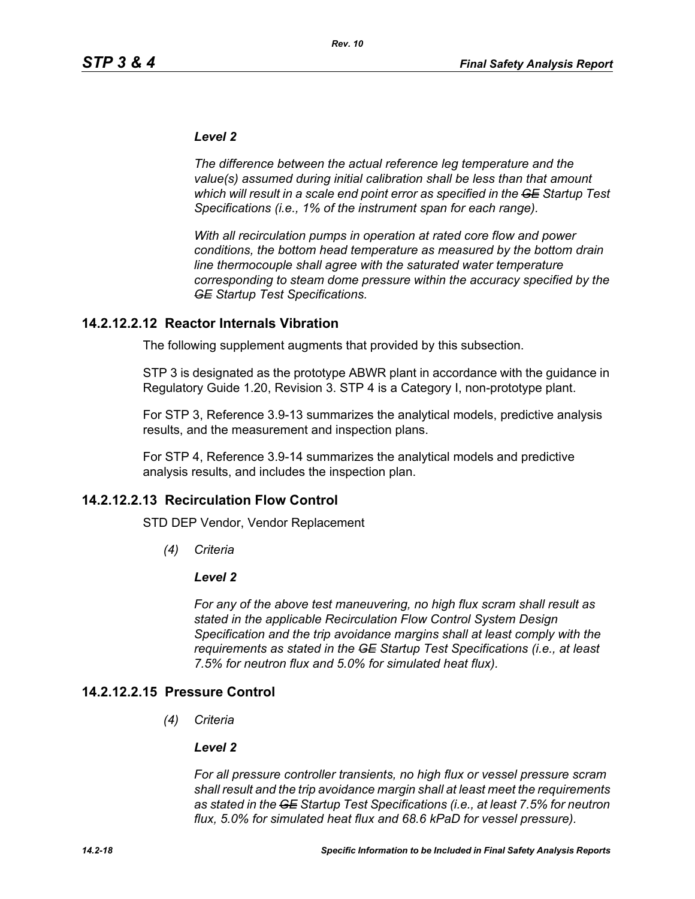*Level 2*

*The difference between the actual reference leg temperature and the value(s) assumed during initial calibration shall be less than that amount which will result in a scale end point error as specified in the ~~GE~~ Startup Test Specifications (i.e., 1% of the instrument span for each range).*

*With all recirculation pumps in operation at rated core flow and power conditions, the bottom head temperature as measured by the bottom drain line thermocouple shall agree with the saturated water temperature corresponding to steam dome pressure within the accuracy specified by the ~~GE~~ Startup Test Specifications.*

## 14.2.12.2.12 Reactor Internals Vibration

The following supplement augments that provided by this subsection.

STP 3 is designated as the prototype ABWR plant in accordance with the guidance in Regulatory Guide 1.20, Revision 3. STP 4 is a Category I, non-prototype plant.

For STP 3, Reference 3.9-13 summarizes the analytical models, predictive analysis results, and the measurement and inspection plans.

For STP 4, Reference 3.9-14 summarizes the analytical models and predictive analysis results, and includes the inspection plan.

## 14.2.12.2.13 Recirculation Flow Control

STD DEP Vendor, Vendor Replacement

*(4) Criteria*

*Level 2*

*For any of the above test maneuvering, no high flux scram shall result as stated in the applicable Recirculation Flow Control System Design Specification and the trip avoidance margins shall at least comply with the requirements as stated in the ~~GE~~ Startup Test Specifications (i.e., at least 7.5% for neutron flux and 5.0% for simulated heat flux).*

## 14.2.12.2.15 Pressure Control

*(4) Criteria*

*Level 2*

*For all pressure controller transients, no high flux or vessel pressure scram shall result and the trip avoidance margin shall at least meet the requirements as stated in the ~~GE~~ Startup Test Specifications (i.e., at least 7.5% for neutron flux, 5.0% for simulated heat flux and 68.6 kPaD for vessel pressure).*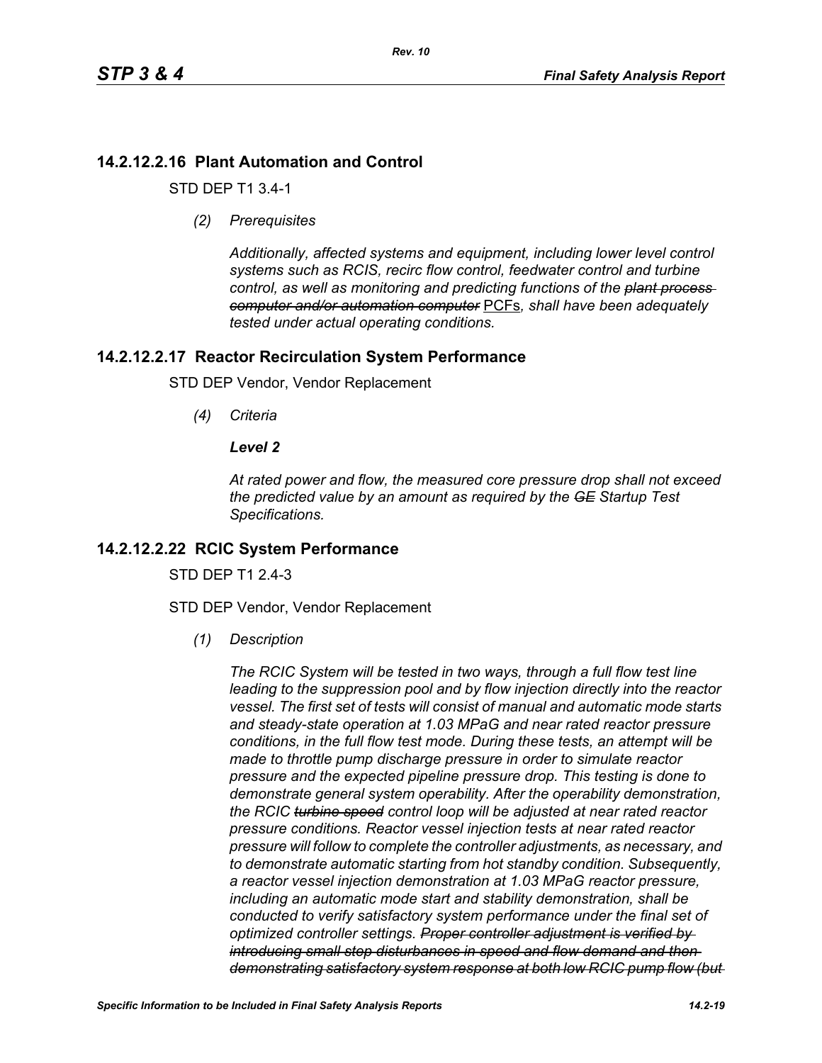## 14.2.12.2.16 Plant Automation and Control

STD DEP T1 3.4-1

*(2) Prerequisites*

*Additionally, affected systems and equipment, including lower level control systems such as RCIS, recirc flow control, feedwater control and turbine control, as well as monitoring and predicting functions of the ~~plant process computer and/or automation computer~~* <u>PCFs</u>*, shall have been adequately tested under actual operating conditions.*

## 14.2.12.2.17 Reactor Recirculation System Performance

STD DEP Vendor, Vendor Replacement

*(4) Criteria*

***Level 2***

*At rated power and flow, the measured core pressure drop shall not exceed the predicted value by an amount as required by the ~~GE~~ Startup Test Specifications.*

## 14.2.12.2.22 RCIC System Performance

STD DEP T1 2.4-3

STD DEP Vendor, Vendor Replacement

*(1) Description*

*The RCIC System will be tested in two ways, through a full flow test line leading to the suppression pool and by flow injection directly into the reactor vessel. The first set of tests will consist of manual and automatic mode starts and steady-state operation at 1.03 MPaG and near rated reactor pressure conditions, in the full flow test mode. During these tests, an attempt will be made to throttle pump discharge pressure in order to simulate reactor pressure and the expected pipeline pressure drop. This testing is done to demonstrate general system operability. After the operability demonstration, the RCIC ~~turbine speed~~ control loop will be adjusted at near rated reactor pressure conditions. Reactor vessel injection tests at near rated reactor pressure will follow to complete the controller adjustments, as necessary, and to demonstrate automatic starting from hot standby condition. Subsequently, a reactor vessel injection demonstration at 1.03 MPaG reactor pressure, including an automatic mode start and stability demonstration, shall be conducted to verify satisfactory system performance under the final set of optimized controller settings. ~~Proper controller adjustment is verified by introducing small step disturbances in speed and flow demand and then demonstrating satisfactory system response at both low RCIC pump flow (but~~*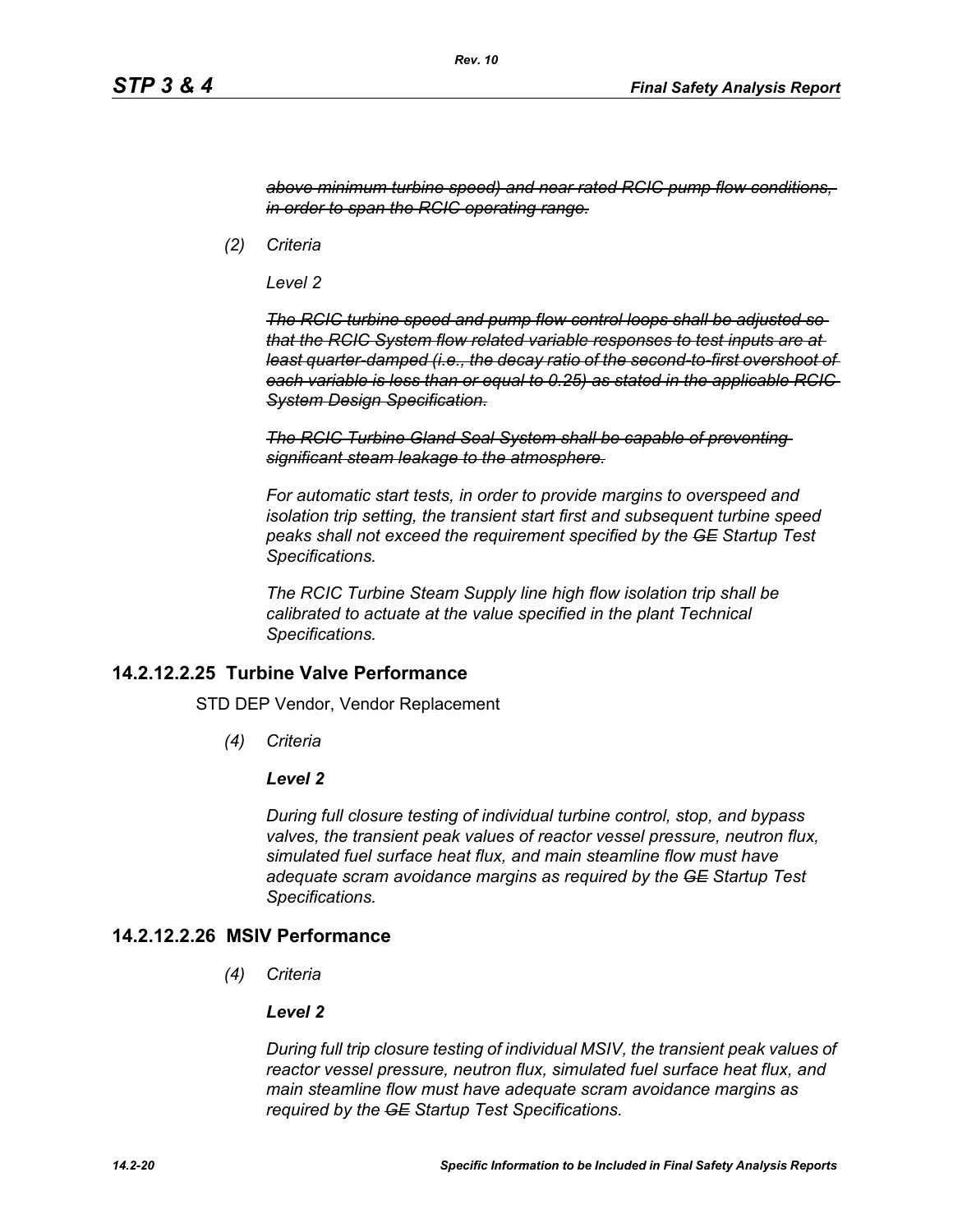~~*above minimum turbine speed) and near rated RCIC pump flow conditions, in order to span the RCIC operating range.*~~

*(2) Criteria*

*Level 2*

~~*The RCIC turbine speed and pump flow control loops shall be adjusted so that the RCIC System flow related variable responses to test inputs are at least quarter-damped (i.e., the decay ratio of the second-to-first overshoot of each variable is less than or equal to 0.25) as stated in the applicable RCIC System Design Specification.*~~

~~*The RCIC Turbine Gland Seal System shall be capable of preventing significant steam leakage to the atmosphere.*~~

*For automatic start tests, in order to provide margins to overspeed and isolation trip setting, the transient start first and subsequent turbine speed peaks shall not exceed the requirement specified by the ~~GE~~ Startup Test Specifications.*

*The RCIC Turbine Steam Supply line high flow isolation trip shall be calibrated to actuate at the value specified in the plant Technical Specifications.*

## 14.2.12.2.25 Turbine Valve Performance

STD DEP Vendor, Vendor Replacement

*(4) Criteria*

***Level 2***

*During full closure testing of individual turbine control, stop, and bypass valves, the transient peak values of reactor vessel pressure, neutron flux, simulated fuel surface heat flux, and main steamline flow must have adequate scram avoidance margins as required by the ~~GE~~ Startup Test Specifications.*

## 14.2.12.2.26 MSIV Performance

*(4) Criteria*

***Level 2***

*During full trip closure testing of individual MSIV, the transient peak values of reactor vessel pressure, neutron flux, simulated fuel surface heat flux, and main steamline flow must have adequate scram avoidance margins as required by the ~~GE~~ Startup Test Specifications.*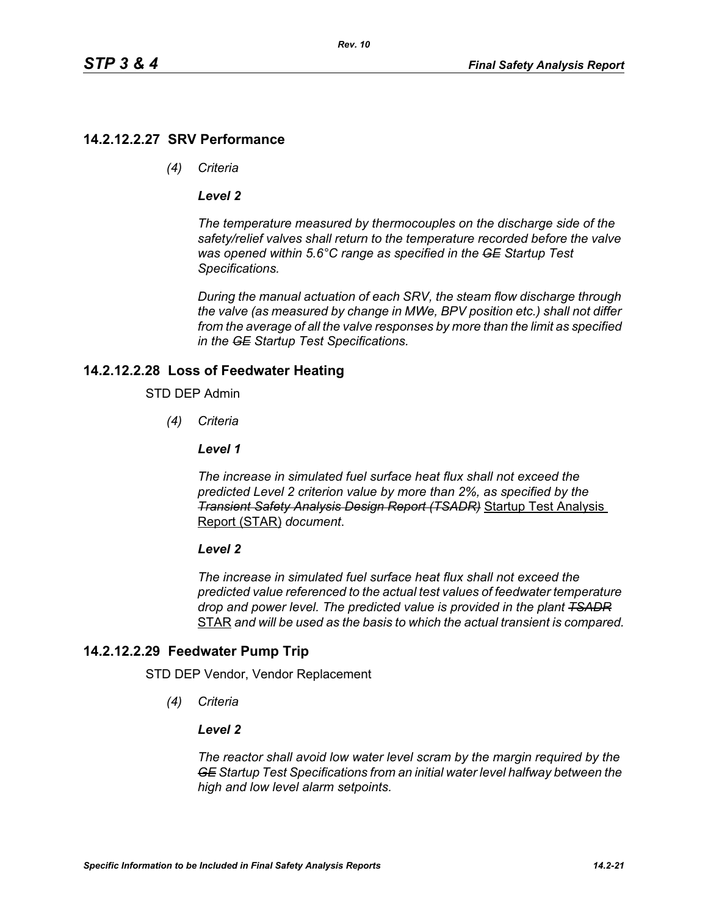## 14.2.12.2.27 SRV Performance

*(4) Criteria*

***Level 2***

*The temperature measured by thermocouples on the discharge side of the safety/relief valves shall return to the temperature recorded before the valve was opened within 5.6°C range as specified in the ~~GE~~ Startup Test Specifications.*

*During the manual actuation of each SRV, the steam flow discharge through the valve (as measured by change in MWe, BPV position etc.) shall not differ from the average of all the valve responses by more than the limit as specified in the ~~GE~~ Startup Test Specifications.*

## 14.2.12.2.28 Loss of Feedwater Heating

STD DEP Admin

*(4) Criteria*

***Level 1***

*The increase in simulated fuel surface heat flux shall not exceed the predicted Level 2 criterion value by more than 2%, as specified by the ~~Transient Safety Analysis Design Report (TSADR)~~* <u>Startup Test Analysis Report (STAR)</u> *document*.

***Level 2***

*The increase in simulated fuel surface heat flux shall not exceed the predicted value referenced to the actual test values of feedwater temperature drop and power level. The predicted value is provided in the plant ~~TSADR~~* <u>STAR</u> *and will be used as the basis to which the actual transient is compared.*

## 14.2.12.2.29 Feedwater Pump Trip

STD DEP Vendor, Vendor Replacement

*(4) Criteria*

***Level 2***

*The reactor shall avoid low water level scram by the margin required by the ~~GE~~ Startup Test Specifications from an initial water level halfway between the high and low level alarm setpoints.*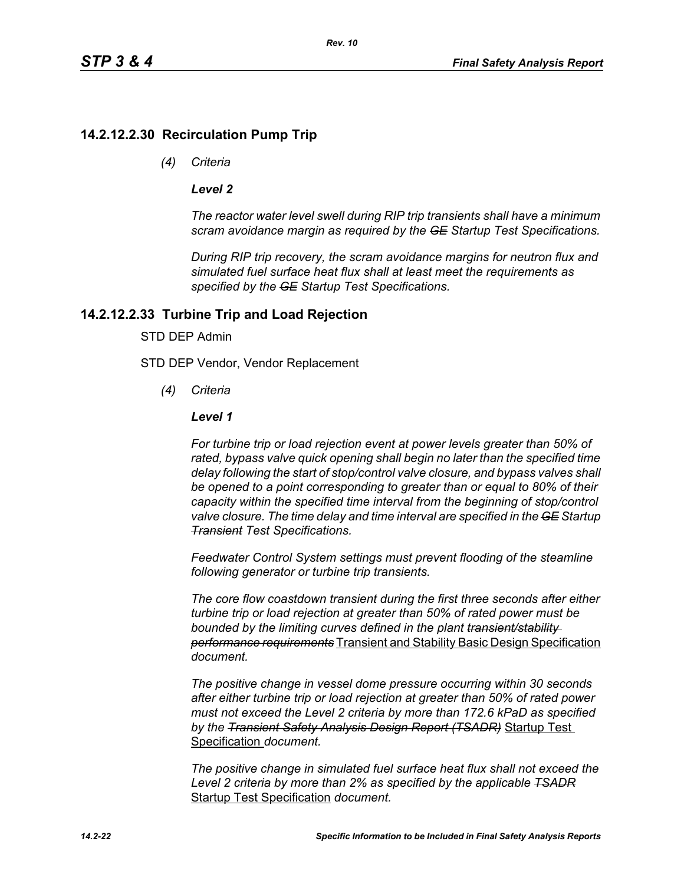## 14.2.12.2.30 Recirculation Pump Trip

*(4) Criteria*

***Level 2***

*The reactor water level swell during RIP trip transients shall have a minimum scram avoidance margin as required by the ~~GE~~ Startup Test Specifications.*

*During RIP trip recovery, the scram avoidance margins for neutron flux and simulated fuel surface heat flux shall at least meet the requirements as specified by the ~~GE~~ Startup Test Specifications.*

## 14.2.12.2.33 Turbine Trip and Load Rejection

STD DEP Admin

STD DEP Vendor, Vendor Replacement

*(4) Criteria*

***Level 1***

*For turbine trip or load rejection event at power levels greater than 50% of rated, bypass valve quick opening shall begin no later than the specified time delay following the start of stop/control valve closure, and bypass valves shall be opened to a point corresponding to greater than or equal to 80% of their capacity within the specified time interval from the beginning of stop/control valve closure. The time delay and time interval are specified in the ~~GE~~ Startup ~~Transient~~ Test Specifications.*

*Feedwater Control System settings must prevent flooding of the steamline following generator or turbine trip transients.*

*The core flow coastdown transient during the first three seconds after either turbine trip or load rejection at greater than 50% of rated power must be bounded by the limiting curves defined in the plant ~~transient/stability performance requirements~~* <u>Transient and Stability Basic Design Specification</u> *document.*

*The positive change in vessel dome pressure occurring within 30 seconds after either turbine trip or load rejection at greater than 50% of rated power must not exceed the Level 2 criteria by more than 172.6 kPaD as specified by the ~~Transient Safety Analysis Design Report (TSADR)~~* <u>Startup Test Specification</u> *document.*

*The positive change in simulated fuel surface heat flux shall not exceed the Level 2 criteria by more than 2% as specified by the applicable ~~TSADR~~* <u>Startup Test Specification</u> *document.*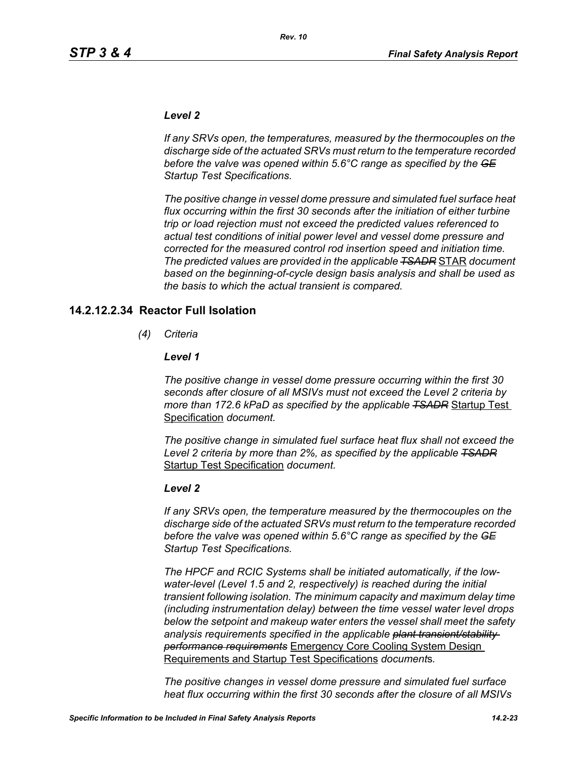***Level 2***

*If any SRVs open, the temperatures, measured by the thermocouples on the discharge side of the actuated SRVs must return to the temperature recorded before the valve was opened within 5.6°C range as specified by the ~~GE~~ Startup Test Specifications.*

*The positive change in vessel dome pressure and simulated fuel surface heat flux occurring within the first 30 seconds after the initiation of either turbine trip or load rejection must not exceed the predicted values referenced to actual test conditions of initial power level and vessel dome pressure and corrected for the measured control rod insertion speed and initiation time. The predicted values are provided in the applicable ~~TSADR~~* STAR *document based on the beginning-of-cycle design basis analysis and shall be used as the basis to which the actual transient is compared.*

## 14.2.12.2.34 Reactor Full Isolation

*(4) Criteria*

***Level 1***

*The positive change in vessel dome pressure occurring within the first 30 seconds after closure of all MSIVs must not exceed the Level 2 criteria by more than 172.6 kPaD as specified by the applicable ~~TSADR~~* Startup Test Specification *document.*

*The positive change in simulated fuel surface heat flux shall not exceed the Level 2 criteria by more than 2%, as specified by the applicable ~~TSADR~~* Startup Test Specification *document.*

***Level 2***

*If any SRVs open, the temperature measured by the thermocouples on the discharge side of the actuated SRVs must return to the temperature recorded before the valve was opened within 5.6°C range as specified by the ~~GE~~ Startup Test Specifications.*

*The HPCF and RCIC Systems shall be initiated automatically, if the low-water-level (Level 1.5 and 2, respectively) is reached during the initial transient following isolation. The minimum capacity and maximum delay time (including instrumentation delay) between the time vessel water level drops below the setpoint and makeup water enters the vessel shall meet the safety analysis requirements specified in the applicable ~~plant transient/stability performance requirements~~* Emergency Core Cooling System Design Requirements and Startup Test Specifications *document*s.

*The positive changes in vessel dome pressure and simulated fuel surface heat flux occurring within the first 30 seconds after the closure of all MSIVs*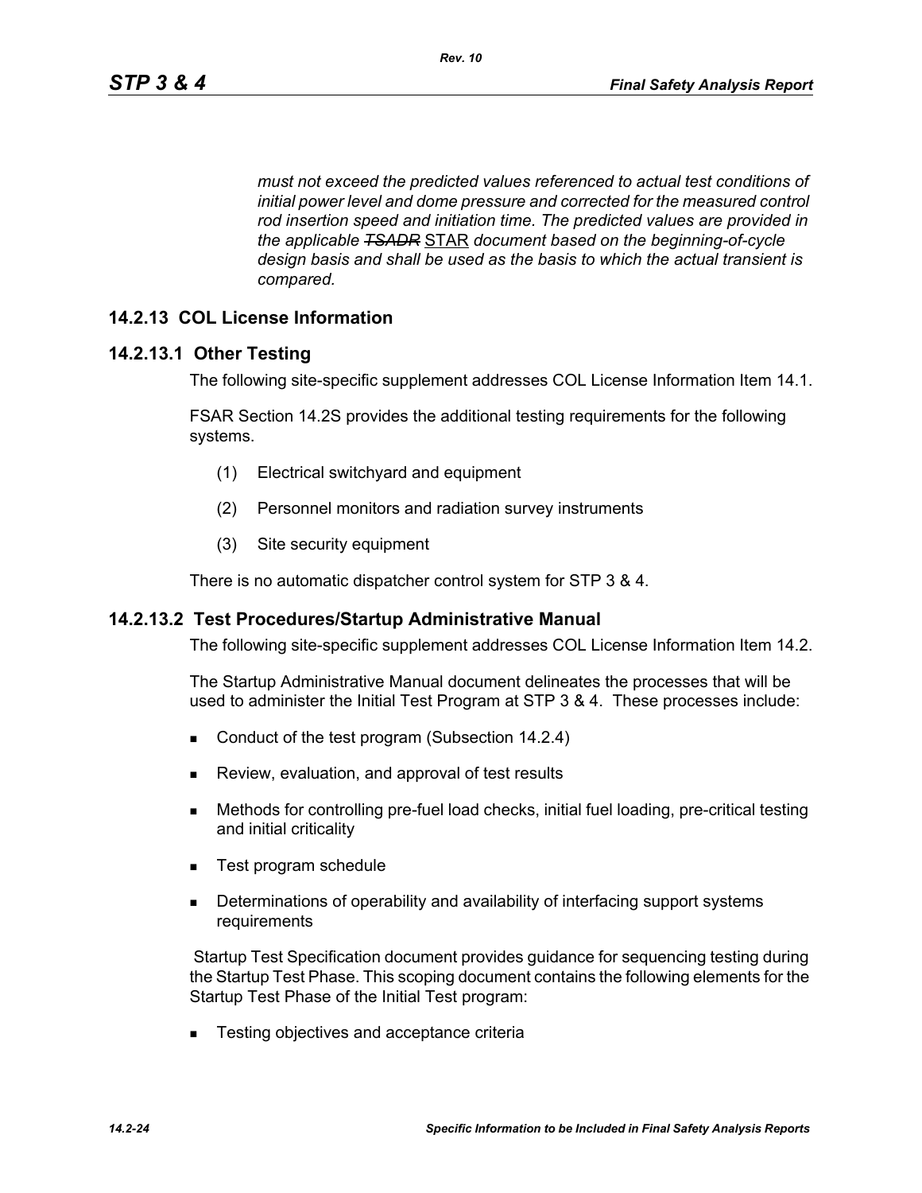*must not exceed the predicted values referenced to actual test conditions of initial power level and dome pressure and corrected for the measured control rod insertion speed and initiation time. The predicted values are provided in the applicable ~~TSADR~~ STAR document based on the beginning-of-cycle design basis and shall be used as the basis to which the actual transient is compared.*

## 14.2.13 COL License Information

### 14.2.13.1 Other Testing

The following site-specific supplement addresses COL License Information Item 14.1.

FSAR Section 14.2S provides the additional testing requirements for the following systems.

(1) Electrical switchyard and equipment

(2) Personnel monitors and radiation survey instruments

(3) Site security equipment

There is no automatic dispatcher control system for STP 3 & 4.

### 14.2.13.2 Test Procedures/Startup Administrative Manual

The following site-specific supplement addresses COL License Information Item 14.2.

The Startup Administrative Manual document delineates the processes that will be used to administer the Initial Test Program at STP 3 & 4. These processes include:

- Conduct of the test program (Subsection 14.2.4)
- Review, evaluation, and approval of test results
- Methods for controlling pre-fuel load checks, initial fuel loading, pre-critical testing and initial criticality
- Test program schedule
- Determinations of operability and availability of interfacing support systems requirements

Startup Test Specification document provides guidance for sequencing testing during the Startup Test Phase. This scoping document contains the following elements for the Startup Test Phase of the Initial Test program:

- Testing objectives and acceptance criteria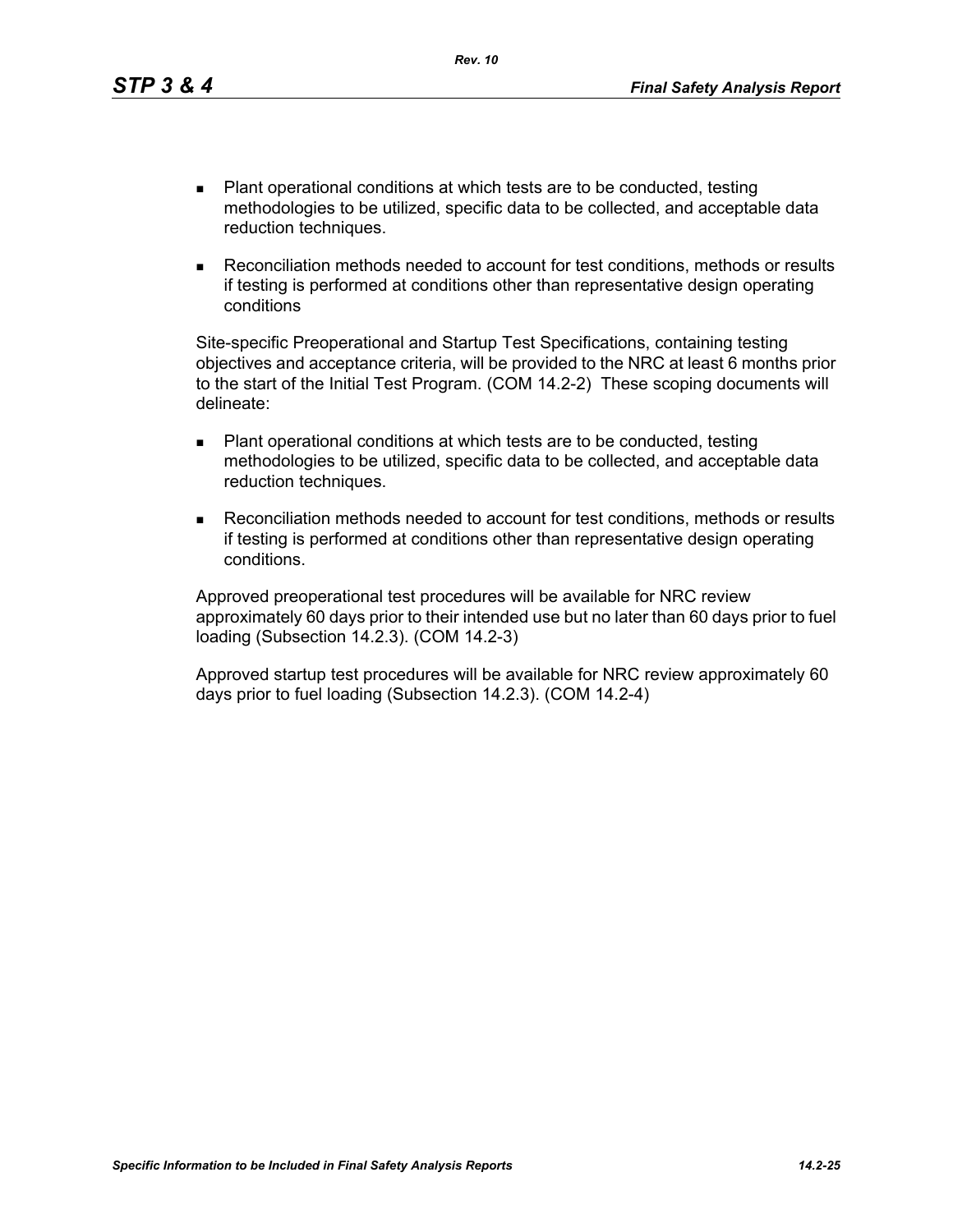- Plant operational conditions at which tests are to be conducted, testing methodologies to be utilized, specific data to be collected, and acceptable data reduction techniques.
- Reconciliation methods needed to account for test conditions, methods or results if testing is performed at conditions other than representative design operating conditions

Site-specific Preoperational and Startup Test Specifications, containing testing objectives and acceptance criteria, will be provided to the NRC at least 6 months prior to the start of the Initial Test Program. (COM 14.2-2) These scoping documents will delineate:

- Plant operational conditions at which tests are to be conducted, testing methodologies to be utilized, specific data to be collected, and acceptable data reduction techniques.
- Reconciliation methods needed to account for test conditions, methods or results if testing is performed at conditions other than representative design operating conditions.

Approved preoperational test procedures will be available for NRC review approximately 60 days prior to their intended use but no later than 60 days prior to fuel loading (Subsection 14.2.3). (COM 14.2-3)

Approved startup test procedures will be available for NRC review approximately 60 days prior to fuel loading (Subsection 14.2.3). (COM 14.2-4)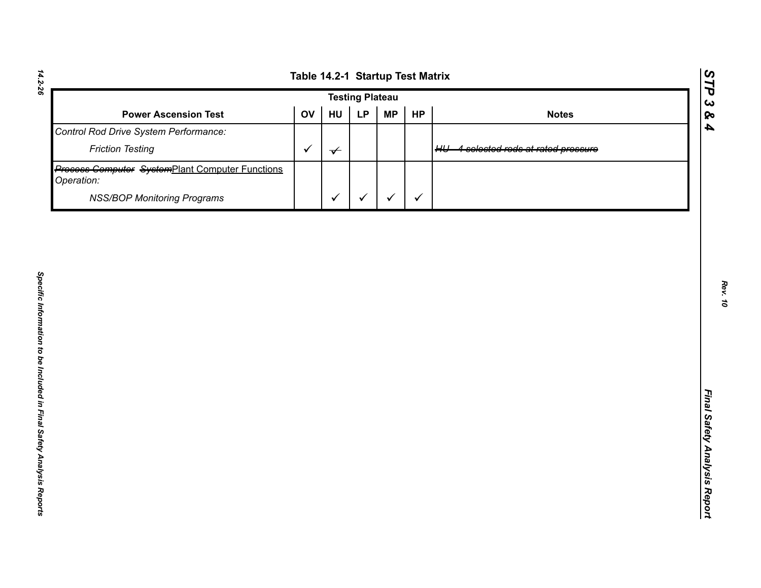# Table 14.2-1 Startup Test Matrix

| Power Ascension Test | Testing Plateau | | | | | Notes |
|---|---|---|---|---|---|---|
| | OV | HU | LP | MP | HP | |
| *Control Rod Drive System Performance:* | | | | | | |
| *Friction Testing* | ✓ | ~~✓~~ | | | | ~~*HU - 4 selected rods at rated pressure*~~ |
| ~~*Process Computer System*~~Plant Computer Functions *Operation:* | | | | | | |
| *NSS/BOP Monitoring Programs* | | ✓ | ✓ | ✓ | ✓ | |